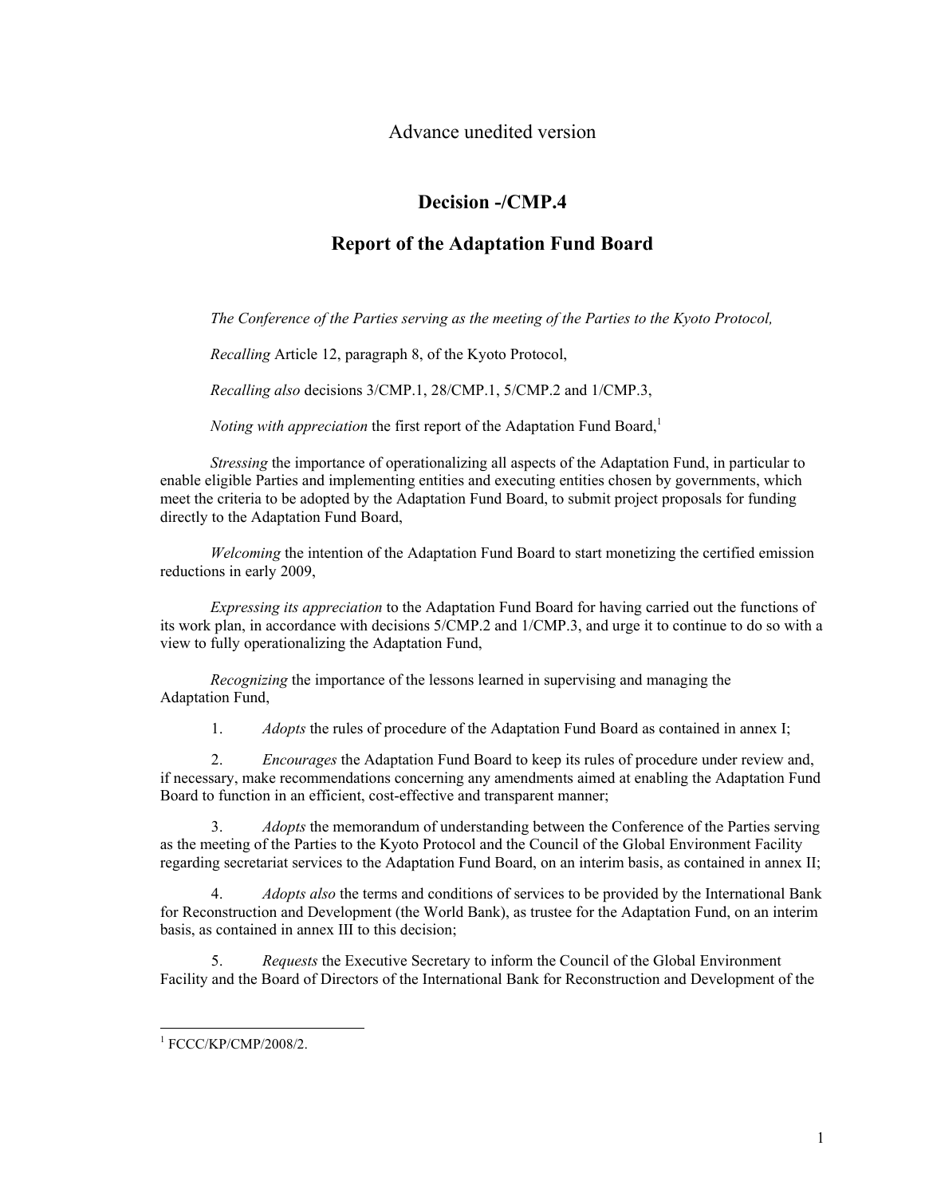Advance unedited version

# Decision -/CMP.4

## Report of the Adaptation Fund Board

*The Conference of the Parties serving as the meeting of the Parties to the Kyoto Protocol,*

*Recalling* Article 12, paragraph 8, of the Kyoto Protocol,

*Recalling also* decisions 3/CMP.1, 28/CMP.1, 5/CMP.2 and 1/CMP.3,

*Noting with appreciation* the first report of the Adaptation Fund Board,[1]

*Stressing* the importance of operationalizing all aspects of the Adaptation Fund, in particular to enable eligible Parties and implementing entities and executing entities chosen by governments, which meet the criteria to be adopted by the Adaptation Fund Board, to submit project proposals for funding directly to the Adaptation Fund Board,

*Welcoming* the intention of the Adaptation Fund Board to start monetizing the certified emission reductions in early 2009,

*Expressing its appreciation* to the Adaptation Fund Board for having carried out the functions of its work plan, in accordance with decisions 5/CMP.2 and 1/CMP.3, and urge it to continue to do so with a view to fully operationalizing the Adaptation Fund,

*Recognizing* the importance of the lessons learned in supervising and managing the Adaptation Fund,

1. *Adopts* the rules of procedure of the Adaptation Fund Board as contained in annex I;

2. *Encourages* the Adaptation Fund Board to keep its rules of procedure under review and, if necessary, make recommendations concerning any amendments aimed at enabling the Adaptation Fund Board to function in an efficient, cost-effective and transparent manner;

3. *Adopts* the memorandum of understanding between the Conference of the Parties serving as the meeting of the Parties to the Kyoto Protocol and the Council of the Global Environment Facility regarding secretariat services to the Adaptation Fund Board, on an interim basis, as contained in annex II;

4. *Adopts also* the terms and conditions of services to be provided by the International Bank for Reconstruction and Development (the World Bank), as trustee for the Adaptation Fund, on an interim basis, as contained in annex III to this decision;

5. *Requests* the Executive Secretary to inform the Council of the Global Environment Facility and the Board of Directors of the International Bank for Reconstruction and Development of the

---

[1] FCCC/KP/CMP/2008/2.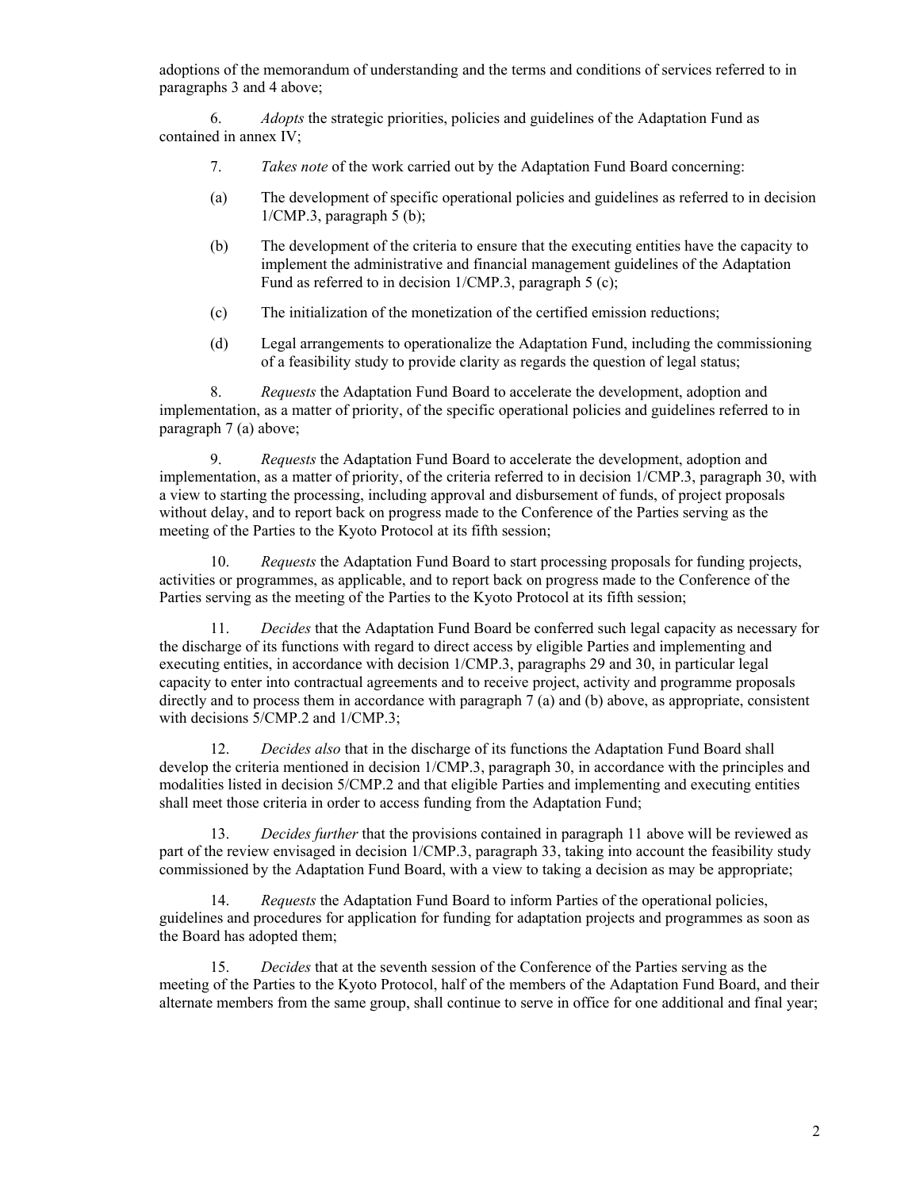adoptions of the memorandum of understanding and the terms and conditions of services referred to in paragraphs 3 and 4 above;

6. *Adopts* the strategic priorities, policies and guidelines of the Adaptation Fund as contained in annex IV;

7. *Takes note* of the work carried out by the Adaptation Fund Board concerning:

(a) The development of specific operational policies and guidelines as referred to in decision 1/CMP.3, paragraph 5 (b);

(b) The development of the criteria to ensure that the executing entities have the capacity to implement the administrative and financial management guidelines of the Adaptation Fund as referred to in decision 1/CMP.3, paragraph 5 (c);

(c) The initialization of the monetization of the certified emission reductions;

(d) Legal arrangements to operationalize the Adaptation Fund, including the commissioning of a feasibility study to provide clarity as regards the question of legal status;

8. *Requests* the Adaptation Fund Board to accelerate the development, adoption and implementation, as a matter of priority, of the specific operational policies and guidelines referred to in paragraph 7 (a) above;

9. *Requests* the Adaptation Fund Board to accelerate the development, adoption and implementation, as a matter of priority, of the criteria referred to in decision 1/CMP.3, paragraph 30, with a view to starting the processing, including approval and disbursement of funds, of project proposals without delay, and to report back on progress made to the Conference of the Parties serving as the meeting of the Parties to the Kyoto Protocol at its fifth session;

10. *Requests* the Adaptation Fund Board to start processing proposals for funding projects, activities or programmes, as applicable, and to report back on progress made to the Conference of the Parties serving as the meeting of the Parties to the Kyoto Protocol at its fifth session;

11. *Decides* that the Adaptation Fund Board be conferred such legal capacity as necessary for the discharge of its functions with regard to direct access by eligible Parties and implementing and executing entities, in accordance with decision 1/CMP.3, paragraphs 29 and 30, in particular legal capacity to enter into contractual agreements and to receive project, activity and programme proposals directly and to process them in accordance with paragraph 7 (a) and (b) above, as appropriate, consistent with decisions 5/CMP.2 and 1/CMP.3;

12. *Decides also* that in the discharge of its functions the Adaptation Fund Board shall develop the criteria mentioned in decision 1/CMP.3, paragraph 30, in accordance with the principles and modalities listed in decision 5/CMP.2 and that eligible Parties and implementing and executing entities shall meet those criteria in order to access funding from the Adaptation Fund;

13. *Decides further* that the provisions contained in paragraph 11 above will be reviewed as part of the review envisaged in decision 1/CMP.3, paragraph 33, taking into account the feasibility study commissioned by the Adaptation Fund Board, with a view to taking a decision as may be appropriate;

14. *Requests* the Adaptation Fund Board to inform Parties of the operational policies, guidelines and procedures for application for funding for adaptation projects and programmes as soon as the Board has adopted them;

15. *Decides* that at the seventh session of the Conference of the Parties serving as the meeting of the Parties to the Kyoto Protocol, half of the members of the Adaptation Fund Board, and their alternate members from the same group, shall continue to serve in office for one additional and final year;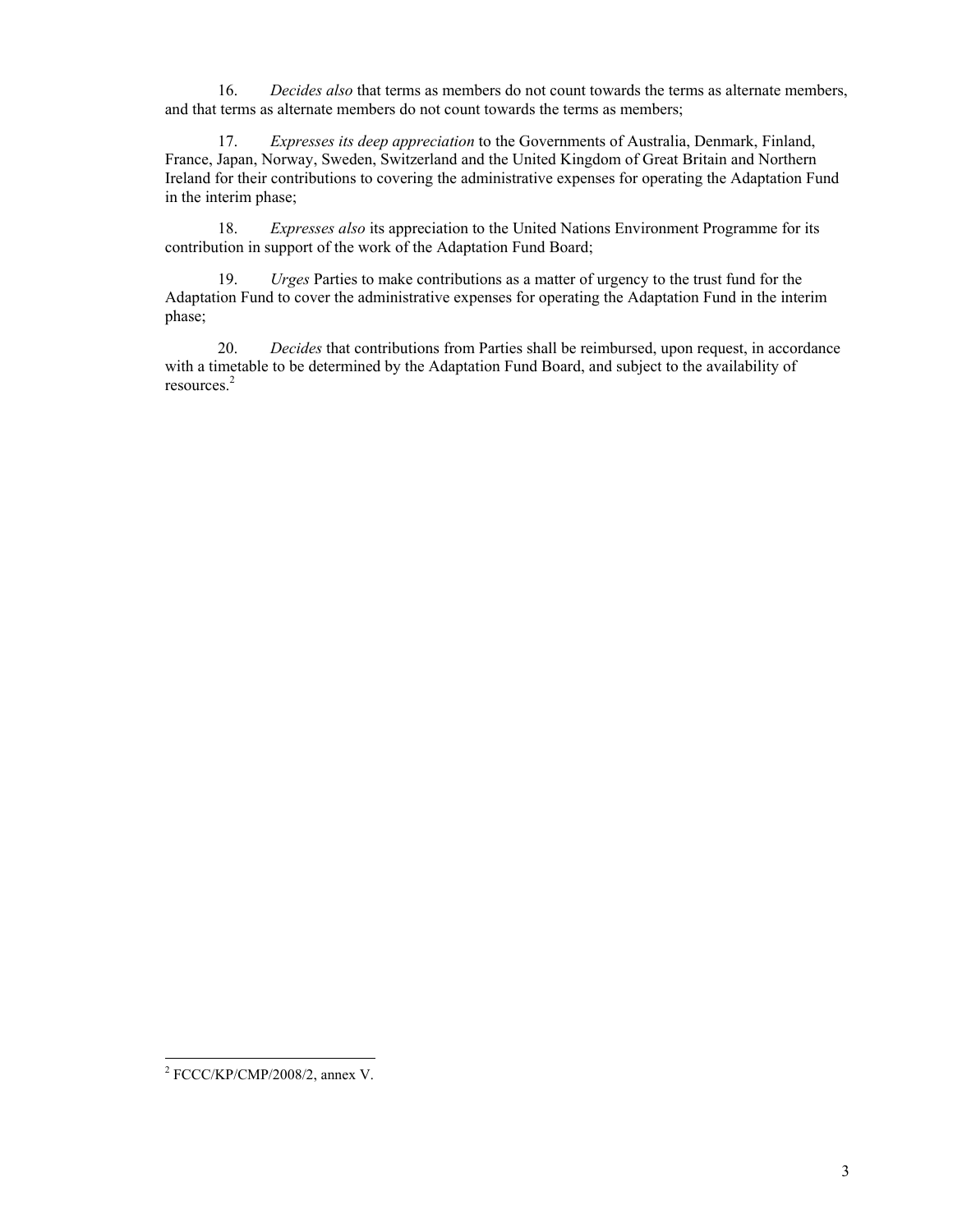16. *Decides also* that terms as members do not count towards the terms as alternate members, and that terms as alternate members do not count towards the terms as members;

17. *Expresses its deep appreciation* to the Governments of Australia, Denmark, Finland, France, Japan, Norway, Sweden, Switzerland and the United Kingdom of Great Britain and Northern Ireland for their contributions to covering the administrative expenses for operating the Adaptation Fund in the interim phase;

18. *Expresses also* its appreciation to the United Nations Environment Programme for its contribution in support of the work of the Adaptation Fund Board;

19. *Urges* Parties to make contributions as a matter of urgency to the trust fund for the Adaptation Fund to cover the administrative expenses for operating the Adaptation Fund in the interim phase;

20. *Decides* that contributions from Parties shall be reimbursed, upon request, in accordance with a timetable to be determined by the Adaptation Fund Board, and subject to the availability of resources.[2]

---

[2] FCCC/KP/CMP/2008/2, annex V.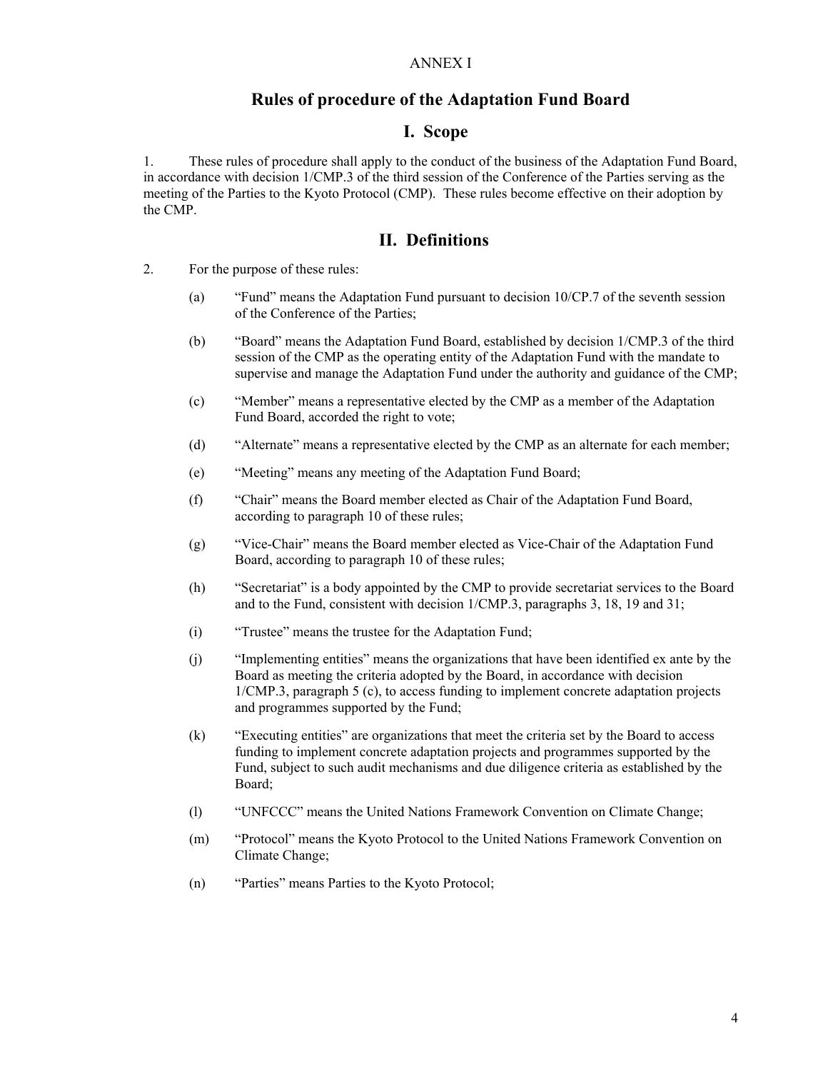ANNEX I

# Rules of procedure of the Adaptation Fund Board

## I. Scope

1. These rules of procedure shall apply to the conduct of the business of the Adaptation Fund Board, in accordance with decision 1/CMP.3 of the third session of the Conference of the Parties serving as the meeting of the Parties to the Kyoto Protocol (CMP). These rules become effective on their adoption by the CMP.

## II. Definitions

2. For the purpose of these rules:

(a) "Fund" means the Adaptation Fund pursuant to decision 10/CP.7 of the seventh session of the Conference of the Parties;

(b) "Board" means the Adaptation Fund Board, established by decision 1/CMP.3 of the third session of the CMP as the operating entity of the Adaptation Fund with the mandate to supervise and manage the Adaptation Fund under the authority and guidance of the CMP;

(c) "Member" means a representative elected by the CMP as a member of the Adaptation Fund Board, accorded the right to vote;

(d) "Alternate" means a representative elected by the CMP as an alternate for each member;

(e) "Meeting" means any meeting of the Adaptation Fund Board;

(f) "Chair" means the Board member elected as Chair of the Adaptation Fund Board, according to paragraph 10 of these rules;

(g) "Vice-Chair" means the Board member elected as Vice-Chair of the Adaptation Fund Board, according to paragraph 10 of these rules;

(h) "Secretariat" is a body appointed by the CMP to provide secretariat services to the Board and to the Fund, consistent with decision 1/CMP.3, paragraphs 3, 18, 19 and 31;

(i) "Trustee" means the trustee for the Adaptation Fund;

(j) "Implementing entities" means the organizations that have been identified ex ante by the Board as meeting the criteria adopted by the Board, in accordance with decision 1/CMP.3, paragraph 5 (c), to access funding to implement concrete adaptation projects and programmes supported by the Fund;

(k) "Executing entities" are organizations that meet the criteria set by the Board to access funding to implement concrete adaptation projects and programmes supported by the Fund, subject to such audit mechanisms and due diligence criteria as established by the Board;

(l) "UNFCCC" means the United Nations Framework Convention on Climate Change;

(m) "Protocol" means the Kyoto Protocol to the United Nations Framework Convention on Climate Change;

(n) "Parties" means Parties to the Kyoto Protocol;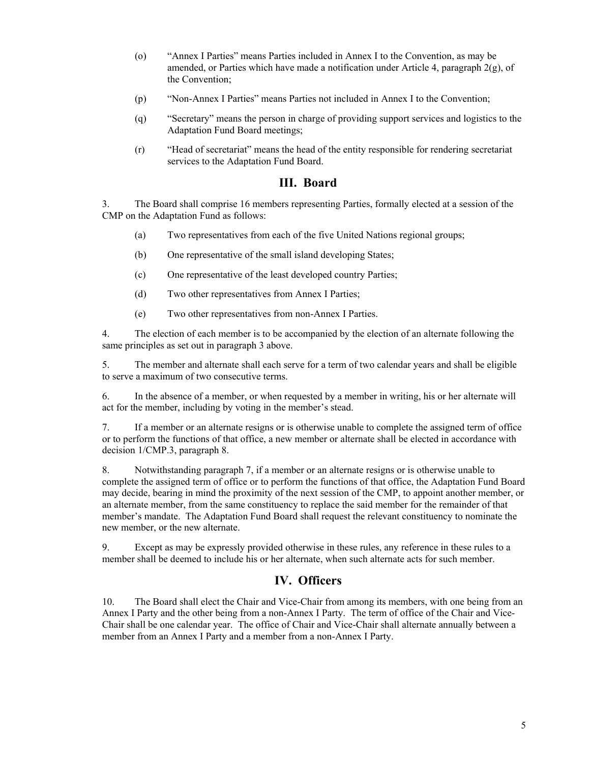(o) "Annex I Parties" means Parties included in Annex I to the Convention, as may be amended, or Parties which have made a notification under Article 4, paragraph 2(g), of the Convention;

(p) "Non-Annex I Parties" means Parties not included in Annex I to the Convention;

(q) "Secretary" means the person in charge of providing support services and logistics to the Adaptation Fund Board meetings;

(r) "Head of secretariat" means the head of the entity responsible for rendering secretariat services to the Adaptation Fund Board.

## III. Board

3. The Board shall comprise 16 members representing Parties, formally elected at a session of the CMP on the Adaptation Fund as follows:

(a) Two representatives from each of the five United Nations regional groups;

(b) One representative of the small island developing States;

(c) One representative of the least developed country Parties;

(d) Two other representatives from Annex I Parties;

(e) Two other representatives from non-Annex I Parties.

4. The election of each member is to be accompanied by the election of an alternate following the same principles as set out in paragraph 3 above.

5. The member and alternate shall each serve for a term of two calendar years and shall be eligible to serve a maximum of two consecutive terms.

6. In the absence of a member, or when requested by a member in writing, his or her alternate will act for the member, including by voting in the member's stead.

7. If a member or an alternate resigns or is otherwise unable to complete the assigned term of office or to perform the functions of that office, a new member or alternate shall be elected in accordance with decision 1/CMP.3, paragraph 8.

8. Notwithstanding paragraph 7, if a member or an alternate resigns or is otherwise unable to complete the assigned term of office or to perform the functions of that office, the Adaptation Fund Board may decide, bearing in mind the proximity of the next session of the CMP, to appoint another member, or an alternate member, from the same constituency to replace the said member for the remainder of that member's mandate. The Adaptation Fund Board shall request the relevant constituency to nominate the new member, or the new alternate.

9. Except as may be expressly provided otherwise in these rules, any reference in these rules to a member shall be deemed to include his or her alternate, when such alternate acts for such member.

## IV. Officers

10. The Board shall elect the Chair and Vice-Chair from among its members, with one being from an Annex I Party and the other being from a non-Annex I Party. The term of office of the Chair and Vice-Chair shall be one calendar year. The office of Chair and Vice-Chair shall alternate annually between a member from an Annex I Party and a member from a non-Annex I Party.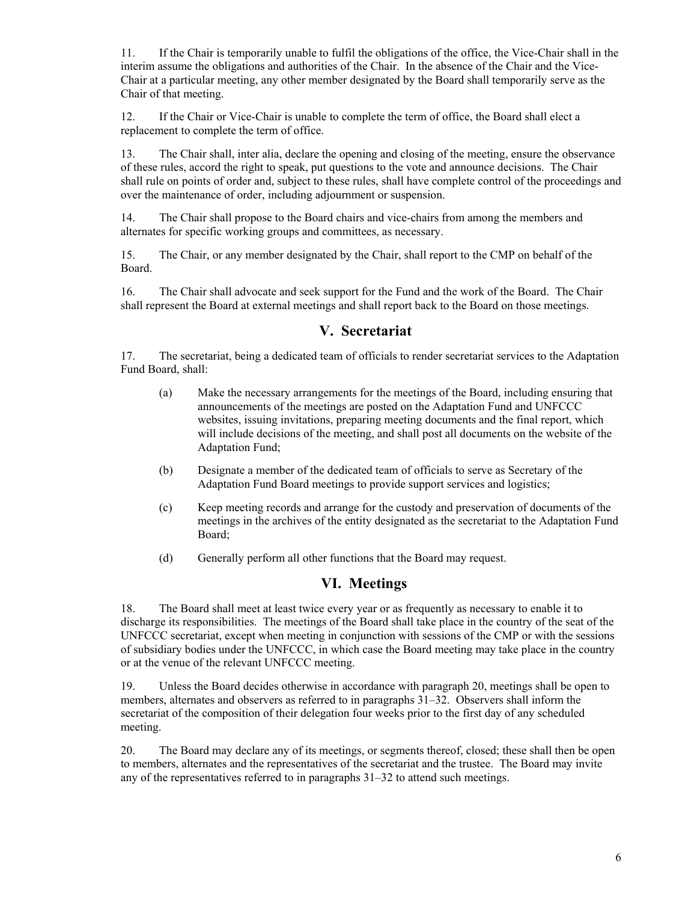11. If the Chair is temporarily unable to fulfil the obligations of the office, the Vice-Chair shall in the interim assume the obligations and authorities of the Chair. In the absence of the Chair and the Vice-Chair at a particular meeting, any other member designated by the Board shall temporarily serve as the Chair of that meeting.

12. If the Chair or Vice-Chair is unable to complete the term of office, the Board shall elect a replacement to complete the term of office.

13. The Chair shall, inter alia, declare the opening and closing of the meeting, ensure the observance of these rules, accord the right to speak, put questions to the vote and announce decisions. The Chair shall rule on points of order and, subject to these rules, shall have complete control of the proceedings and over the maintenance of order, including adjournment or suspension.

14. The Chair shall propose to the Board chairs and vice-chairs from among the members and alternates for specific working groups and committees, as necessary.

15. The Chair, or any member designated by the Chair, shall report to the CMP on behalf of the Board.

16. The Chair shall advocate and seek support for the Fund and the work of the Board. The Chair shall represent the Board at external meetings and shall report back to the Board on those meetings.

## V. Secretariat

17. The secretariat, being a dedicated team of officials to render secretariat services to the Adaptation Fund Board, shall:

(a) Make the necessary arrangements for the meetings of the Board, including ensuring that announcements of the meetings are posted on the Adaptation Fund and UNFCCC websites, issuing invitations, preparing meeting documents and the final report, which will include decisions of the meeting, and shall post all documents on the website of the Adaptation Fund;

(b) Designate a member of the dedicated team of officials to serve as Secretary of the Adaptation Fund Board meetings to provide support services and logistics;

(c) Keep meeting records and arrange for the custody and preservation of documents of the meetings in the archives of the entity designated as the secretariat to the Adaptation Fund Board;

(d) Generally perform all other functions that the Board may request.

## VI. Meetings

18. The Board shall meet at least twice every year or as frequently as necessary to enable it to discharge its responsibilities. The meetings of the Board shall take place in the country of the seat of the UNFCCC secretariat, except when meeting in conjunction with sessions of the CMP or with the sessions of subsidiary bodies under the UNFCCC, in which case the Board meeting may take place in the country or at the venue of the relevant UNFCCC meeting.

19. Unless the Board decides otherwise in accordance with paragraph 20, meetings shall be open to members, alternates and observers as referred to in paragraphs 31–32. Observers shall inform the secretariat of the composition of their delegation four weeks prior to the first day of any scheduled meeting.

20. The Board may declare any of its meetings, or segments thereof, closed; these shall then be open to members, alternates and the representatives of the secretariat and the trustee. The Board may invite any of the representatives referred to in paragraphs 31–32 to attend such meetings.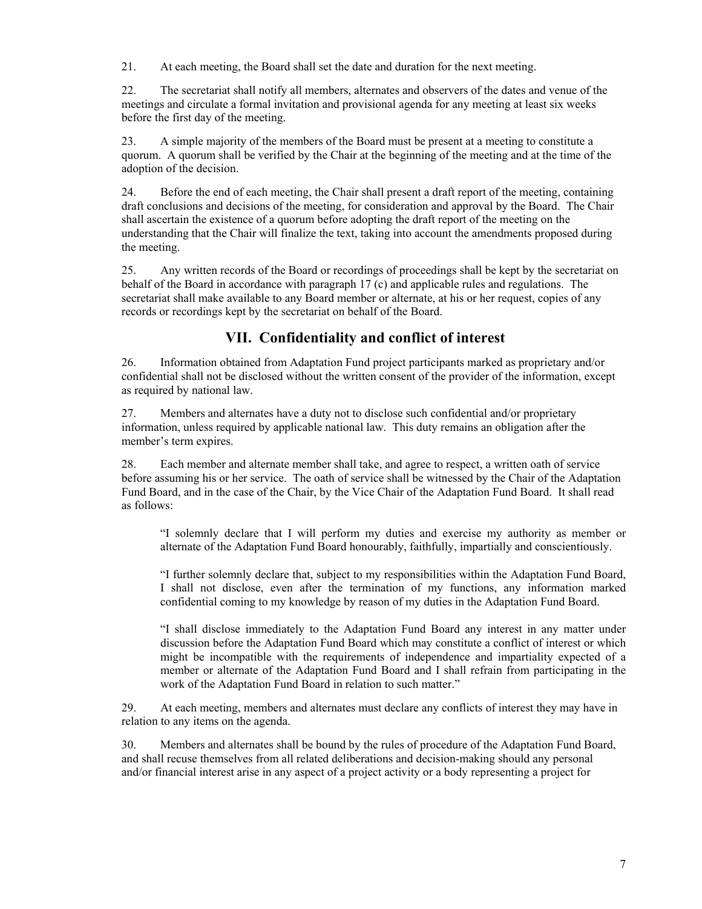21. At each meeting, the Board shall set the date and duration for the next meeting.

22. The secretariat shall notify all members, alternates and observers of the dates and venue of the meetings and circulate a formal invitation and provisional agenda for any meeting at least six weeks before the first day of the meeting.

23. A simple majority of the members of the Board must be present at a meeting to constitute a quorum. A quorum shall be verified by the Chair at the beginning of the meeting and at the time of the adoption of the decision.

24. Before the end of each meeting, the Chair shall present a draft report of the meeting, containing draft conclusions and decisions of the meeting, for consideration and approval by the Board. The Chair shall ascertain the existence of a quorum before adopting the draft report of the meeting on the understanding that the Chair will finalize the text, taking into account the amendments proposed during the meeting.

25. Any written records of the Board or recordings of proceedings shall be kept by the secretariat on behalf of the Board in accordance with paragraph 17 (c) and applicable rules and regulations. The secretariat shall make available to any Board member or alternate, at his or her request, copies of any records or recordings kept by the secretariat on behalf of the Board.

## VII. Confidentiality and conflict of interest

26. Information obtained from Adaptation Fund project participants marked as proprietary and/or confidential shall not be disclosed without the written consent of the provider of the information, except as required by national law.

27. Members and alternates have a duty not to disclose such confidential and/or proprietary information, unless required by applicable national law. This duty remains an obligation after the member's term expires.

28. Each member and alternate member shall take, and agree to respect, a written oath of service before assuming his or her service. The oath of service shall be witnessed by the Chair of the Adaptation Fund Board, and in the case of the Chair, by the Vice Chair of the Adaptation Fund Board. It shall read as follows:

> "I solemnly declare that I will perform my duties and exercise my authority as member or alternate of the Adaptation Fund Board honourably, faithfully, impartially and conscientiously.
>
> "I further solemnly declare that, subject to my responsibilities within the Adaptation Fund Board, I shall not disclose, even after the termination of my functions, any information marked confidential coming to my knowledge by reason of my duties in the Adaptation Fund Board.
>
> "I shall disclose immediately to the Adaptation Fund Board any interest in any matter under discussion before the Adaptation Fund Board which may constitute a conflict of interest or which might be incompatible with the requirements of independence and impartiality expected of a member or alternate of the Adaptation Fund Board and I shall refrain from participating in the work of the Adaptation Fund Board in relation to such matter."

29. At each meeting, members and alternates must declare any conflicts of interest they may have in relation to any items on the agenda.

30. Members and alternates shall be bound by the rules of procedure of the Adaptation Fund Board, and shall recuse themselves from all related deliberations and decision-making should any personal and/or financial interest arise in any aspect of a project activity or a body representing a project for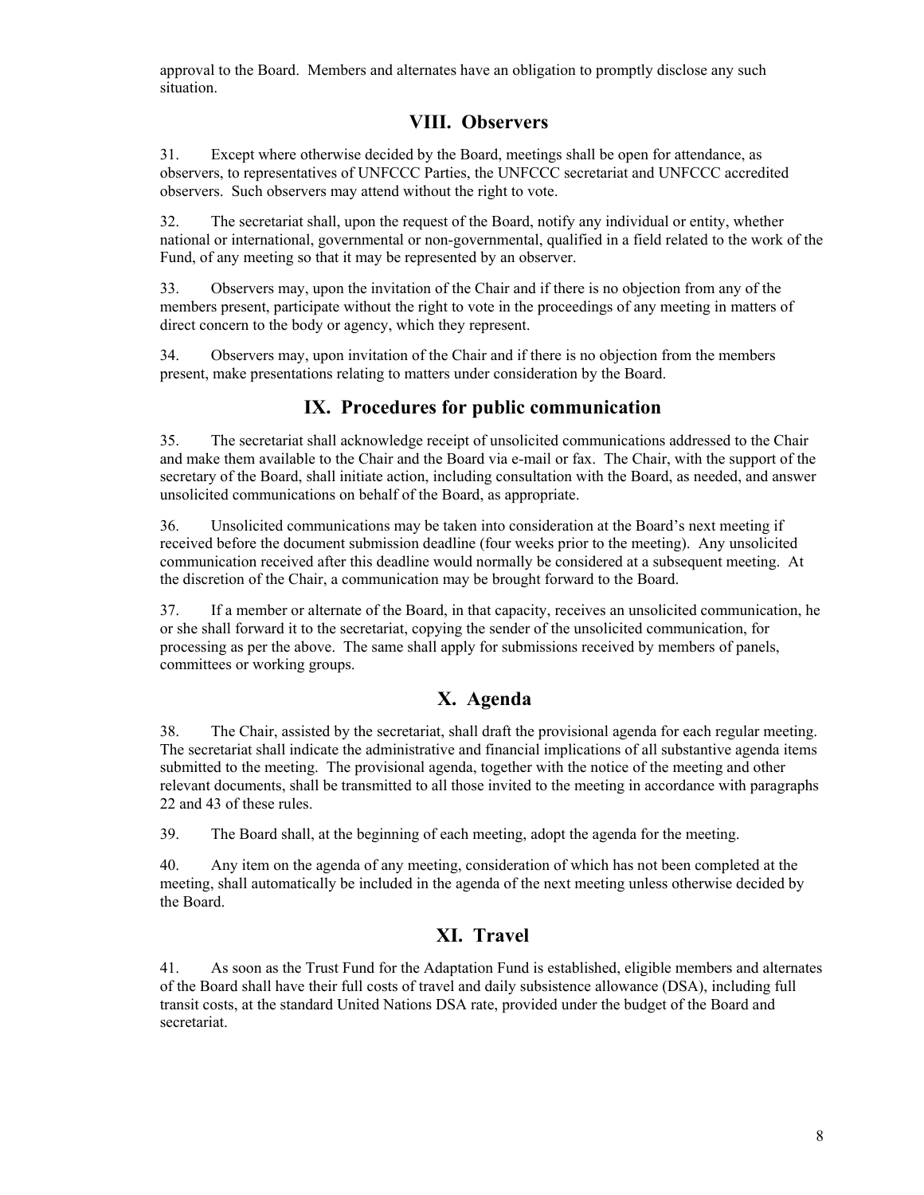approval to the Board. Members and alternates have an obligation to promptly disclose any such situation.

## VIII. Observers

31. Except where otherwise decided by the Board, meetings shall be open for attendance, as observers, to representatives of UNFCCC Parties, the UNFCCC secretariat and UNFCCC accredited observers. Such observers may attend without the right to vote.

32. The secretariat shall, upon the request of the Board, notify any individual or entity, whether national or international, governmental or non-governmental, qualified in a field related to the work of the Fund, of any meeting so that it may be represented by an observer.

33. Observers may, upon the invitation of the Chair and if there is no objection from any of the members present, participate without the right to vote in the proceedings of any meeting in matters of direct concern to the body or agency, which they represent.

34. Observers may, upon invitation of the Chair and if there is no objection from the members present, make presentations relating to matters under consideration by the Board.

## IX. Procedures for public communication

35. The secretariat shall acknowledge receipt of unsolicited communications addressed to the Chair and make them available to the Chair and the Board via e-mail or fax. The Chair, with the support of the secretary of the Board, shall initiate action, including consultation with the Board, as needed, and answer unsolicited communications on behalf of the Board, as appropriate.

36. Unsolicited communications may be taken into consideration at the Board's next meeting if received before the document submission deadline (four weeks prior to the meeting). Any unsolicited communication received after this deadline would normally be considered at a subsequent meeting. At the discretion of the Chair, a communication may be brought forward to the Board.

37. If a member or alternate of the Board, in that capacity, receives an unsolicited communication, he or she shall forward it to the secretariat, copying the sender of the unsolicited communication, for processing as per the above. The same shall apply for submissions received by members of panels, committees or working groups.

## X. Agenda

38. The Chair, assisted by the secretariat, shall draft the provisional agenda for each regular meeting. The secretariat shall indicate the administrative and financial implications of all substantive agenda items submitted to the meeting. The provisional agenda, together with the notice of the meeting and other relevant documents, shall be transmitted to all those invited to the meeting in accordance with paragraphs 22 and 43 of these rules.

39. The Board shall, at the beginning of each meeting, adopt the agenda for the meeting.

40. Any item on the agenda of any meeting, consideration of which has not been completed at the meeting, shall automatically be included in the agenda of the next meeting unless otherwise decided by the Board.

## XI. Travel

41. As soon as the Trust Fund for the Adaptation Fund is established, eligible members and alternates of the Board shall have their full costs of travel and daily subsistence allowance (DSA), including full transit costs, at the standard United Nations DSA rate, provided under the budget of the Board and secretariat.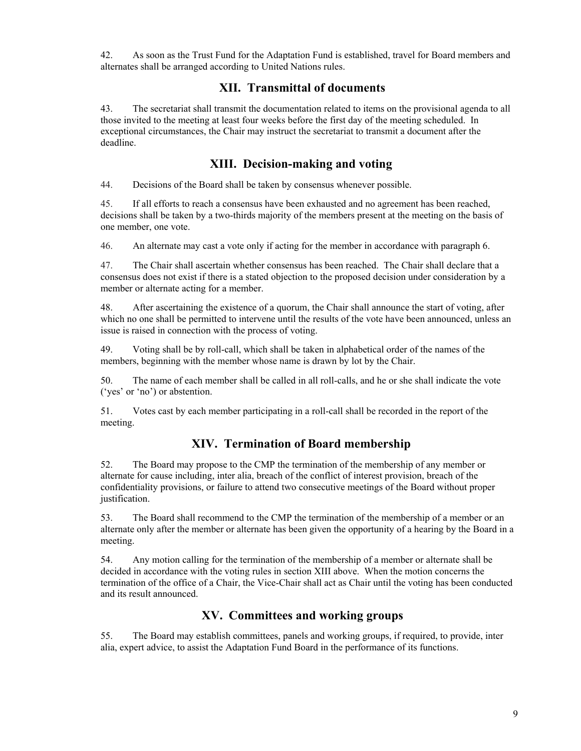42. As soon as the Trust Fund for the Adaptation Fund is established, travel for Board members and alternates shall be arranged according to United Nations rules.

## XII. Transmittal of documents

43. The secretariat shall transmit the documentation related to items on the provisional agenda to all those invited to the meeting at least four weeks before the first day of the meeting scheduled. In exceptional circumstances, the Chair may instruct the secretariat to transmit a document after the deadline.

## XIII. Decision-making and voting

44. Decisions of the Board shall be taken by consensus whenever possible.

45. If all efforts to reach a consensus have been exhausted and no agreement has been reached, decisions shall be taken by a two-thirds majority of the members present at the meeting on the basis of one member, one vote.

46. An alternate may cast a vote only if acting for the member in accordance with paragraph 6.

47. The Chair shall ascertain whether consensus has been reached. The Chair shall declare that a consensus does not exist if there is a stated objection to the proposed decision under consideration by a member or alternate acting for a member.

48. After ascertaining the existence of a quorum, the Chair shall announce the start of voting, after which no one shall be permitted to intervene until the results of the vote have been announced, unless an issue is raised in connection with the process of voting.

49. Voting shall be by roll-call, which shall be taken in alphabetical order of the names of the members, beginning with the member whose name is drawn by lot by the Chair.

50. The name of each member shall be called in all roll-calls, and he or she shall indicate the vote ('yes' or 'no') or abstention.

51. Votes cast by each member participating in a roll-call shall be recorded in the report of the meeting.

## XIV. Termination of Board membership

52. The Board may propose to the CMP the termination of the membership of any member or alternate for cause including, inter alia, breach of the conflict of interest provision, breach of the confidentiality provisions, or failure to attend two consecutive meetings of the Board without proper justification.

53. The Board shall recommend to the CMP the termination of the membership of a member or an alternate only after the member or alternate has been given the opportunity of a hearing by the Board in a meeting.

54. Any motion calling for the termination of the membership of a member or alternate shall be decided in accordance with the voting rules in section XIII above. When the motion concerns the termination of the office of a Chair, the Vice-Chair shall act as Chair until the voting has been conducted and its result announced.

## XV. Committees and working groups

55. The Board may establish committees, panels and working groups, if required, to provide, inter alia, expert advice, to assist the Adaptation Fund Board in the performance of its functions.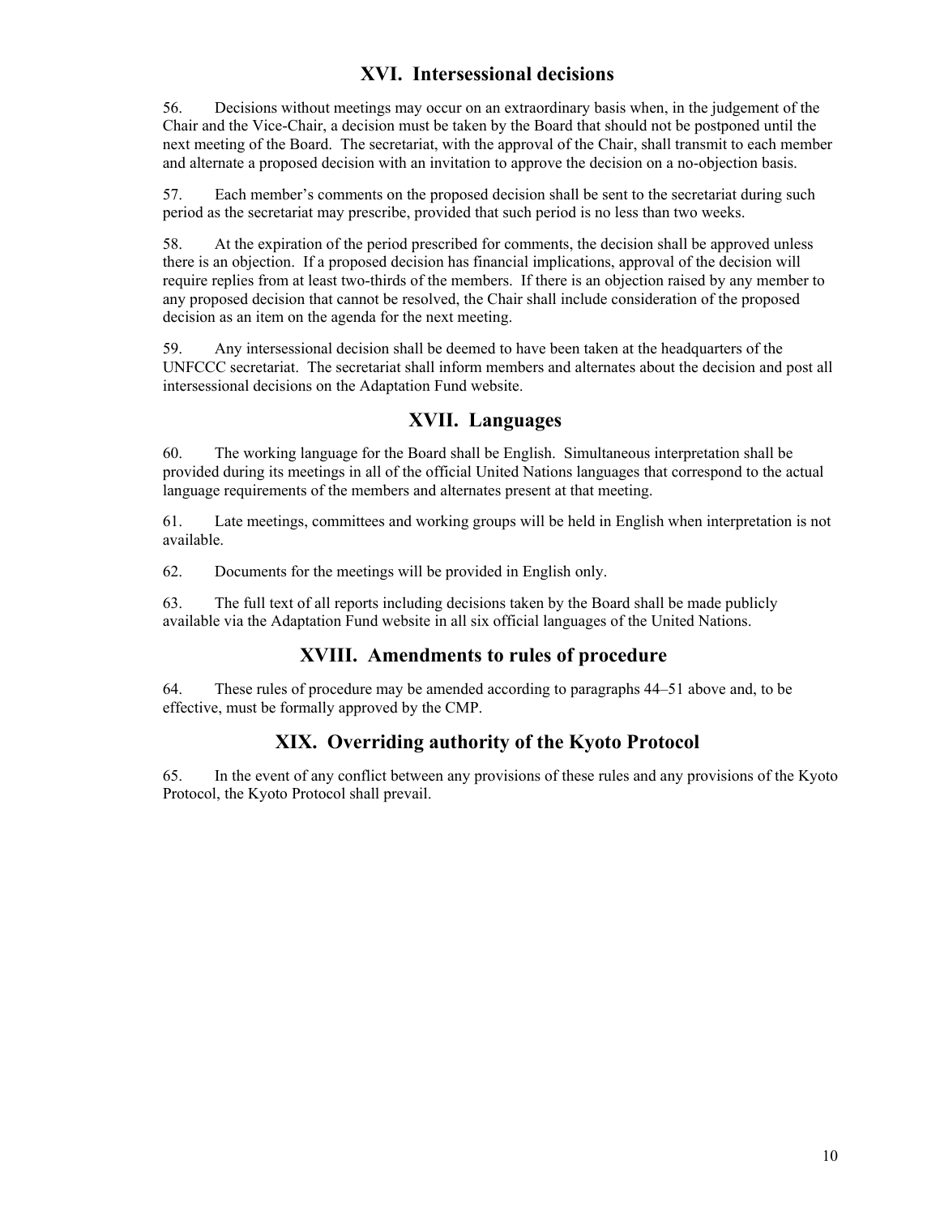## XVI. Intersessional decisions

56. Decisions without meetings may occur on an extraordinary basis when, in the judgement of the Chair and the Vice-Chair, a decision must be taken by the Board that should not be postponed until the next meeting of the Board. The secretariat, with the approval of the Chair, shall transmit to each member and alternate a proposed decision with an invitation to approve the decision on a no-objection basis.

57. Each member's comments on the proposed decision shall be sent to the secretariat during such period as the secretariat may prescribe, provided that such period is no less than two weeks.

58. At the expiration of the period prescribed for comments, the decision shall be approved unless there is an objection. If a proposed decision has financial implications, approval of the decision will require replies from at least two-thirds of the members. If there is an objection raised by any member to any proposed decision that cannot be resolved, the Chair shall include consideration of the proposed decision as an item on the agenda for the next meeting.

59. Any intersessional decision shall be deemed to have been taken at the headquarters of the UNFCCC secretariat. The secretariat shall inform members and alternates about the decision and post all intersessional decisions on the Adaptation Fund website.

## XVII. Languages

60. The working language for the Board shall be English. Simultaneous interpretation shall be provided during its meetings in all of the official United Nations languages that correspond to the actual language requirements of the members and alternates present at that meeting.

61. Late meetings, committees and working groups will be held in English when interpretation is not available.

62. Documents for the meetings will be provided in English only.

63. The full text of all reports including decisions taken by the Board shall be made publicly available via the Adaptation Fund website in all six official languages of the United Nations.

## XVIII. Amendments to rules of procedure

64. These rules of procedure may be amended according to paragraphs 44–51 above and, to be effective, must be formally approved by the CMP.

## XIX. Overriding authority of the Kyoto Protocol

65. In the event of any conflict between any provisions of these rules and any provisions of the Kyoto Protocol, the Kyoto Protocol shall prevail.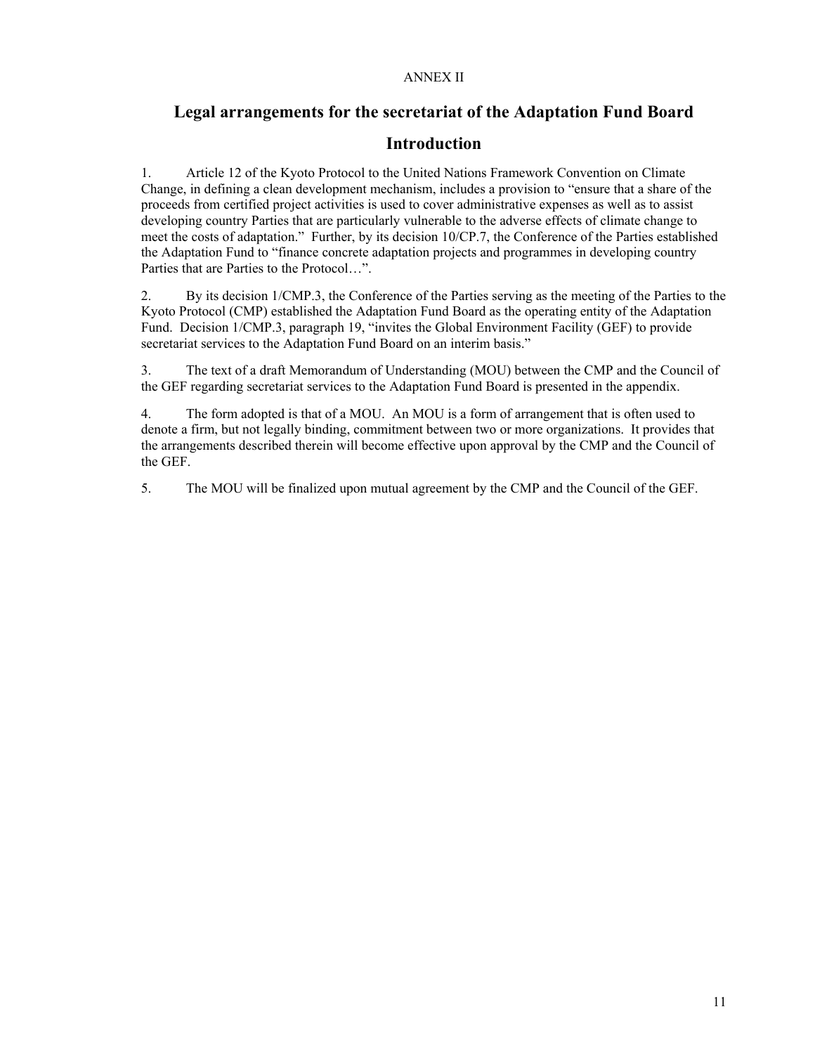ANNEX II

# Legal arrangements for the secretariat of the Adaptation Fund Board

## Introduction

1. Article 12 of the Kyoto Protocol to the United Nations Framework Convention on Climate Change, in defining a clean development mechanism, includes a provision to "ensure that a share of the proceeds from certified project activities is used to cover administrative expenses as well as to assist developing country Parties that are particularly vulnerable to the adverse effects of climate change to meet the costs of adaptation." Further, by its decision 10/CP.7, the Conference of the Parties established the Adaptation Fund to "finance concrete adaptation projects and programmes in developing country Parties that are Parties to the Protocol…".

2. By its decision 1/CMP.3, the Conference of the Parties serving as the meeting of the Parties to the Kyoto Protocol (CMP) established the Adaptation Fund Board as the operating entity of the Adaptation Fund. Decision 1/CMP.3, paragraph 19, "invites the Global Environment Facility (GEF) to provide secretariat services to the Adaptation Fund Board on an interim basis."

3. The text of a draft Memorandum of Understanding (MOU) between the CMP and the Council of the GEF regarding secretariat services to the Adaptation Fund Board is presented in the appendix.

4. The form adopted is that of a MOU. An MOU is a form of arrangement that is often used to denote a firm, but not legally binding, commitment between two or more organizations. It provides that the arrangements described therein will become effective upon approval by the CMP and the Council of the GEF.

5. The MOU will be finalized upon mutual agreement by the CMP and the Council of the GEF.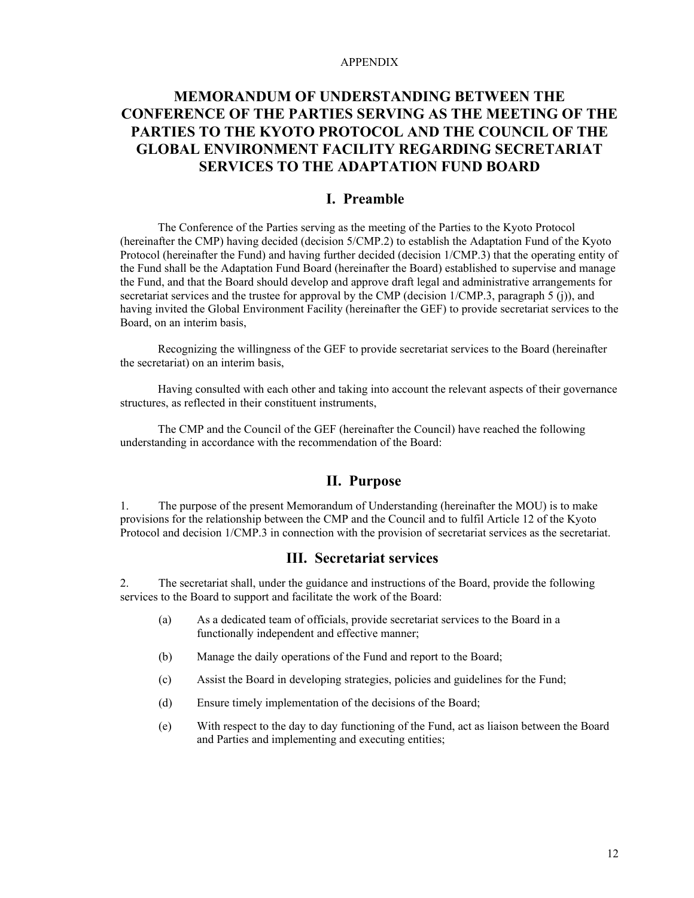APPENDIX

# MEMORANDUM OF UNDERSTANDING BETWEEN THE CONFERENCE OF THE PARTIES SERVING AS THE MEETING OF THE PARTIES TO THE KYOTO PROTOCOL AND THE COUNCIL OF THE GLOBAL ENVIRONMENT FACILITY REGARDING SECRETARIAT SERVICES TO THE ADAPTATION FUND BOARD

## I. Preamble

The Conference of the Parties serving as the meeting of the Parties to the Kyoto Protocol (hereinafter the CMP) having decided (decision 5/CMP.2) to establish the Adaptation Fund of the Kyoto Protocol (hereinafter the Fund) and having further decided (decision 1/CMP.3) that the operating entity of the Fund shall be the Adaptation Fund Board (hereinafter the Board) established to supervise and manage the Fund, and that the Board should develop and approve draft legal and administrative arrangements for secretariat services and the trustee for approval by the CMP (decision 1/CMP.3, paragraph 5 (j)), and having invited the Global Environment Facility (hereinafter the GEF) to provide secretariat services to the Board, on an interim basis,

Recognizing the willingness of the GEF to provide secretariat services to the Board (hereinafter the secretariat) on an interim basis,

Having consulted with each other and taking into account the relevant aspects of their governance structures, as reflected in their constituent instruments,

The CMP and the Council of the GEF (hereinafter the Council) have reached the following understanding in accordance with the recommendation of the Board:

## II. Purpose

1. The purpose of the present Memorandum of Understanding (hereinafter the MOU) is to make provisions for the relationship between the CMP and the Council and to fulfil Article 12 of the Kyoto Protocol and decision 1/CMP.3 in connection with the provision of secretariat services as the secretariat.

## III. Secretariat services

2. The secretariat shall, under the guidance and instructions of the Board, provide the following services to the Board to support and facilitate the work of the Board:

   (a) As a dedicated team of officials, provide secretariat services to the Board in a functionally independent and effective manner;

   (b) Manage the daily operations of the Fund and report to the Board;

   (c) Assist the Board in developing strategies, policies and guidelines for the Fund;

   (d) Ensure timely implementation of the decisions of the Board;

   (e) With respect to the day to day functioning of the Fund, act as liaison between the Board and Parties and implementing and executing entities;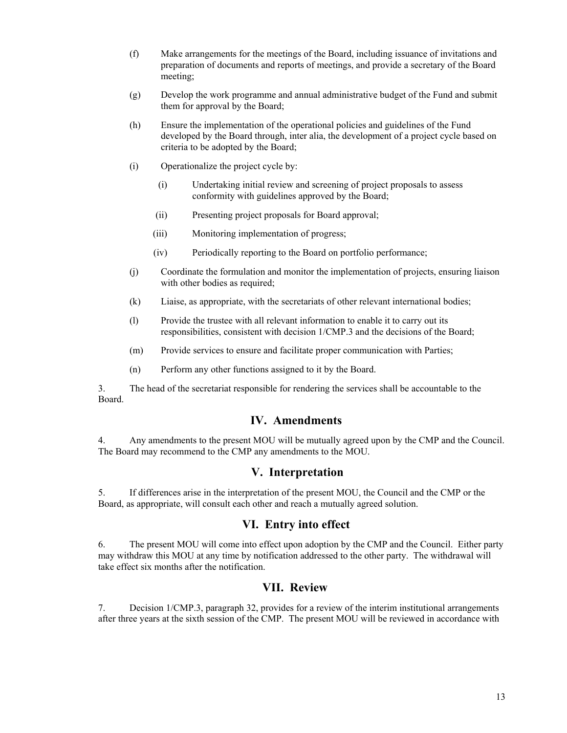(f) Make arrangements for the meetings of the Board, including issuance of invitations and preparation of documents and reports of meetings, and provide a secretary of the Board meeting;

(g) Develop the work programme and annual administrative budget of the Fund and submit them for approval by the Board;

(h) Ensure the implementation of the operational policies and guidelines of the Fund developed by the Board through, inter alia, the development of a project cycle based on criteria to be adopted by the Board;

(i) Operationalize the project cycle by:

 (i) Undertaking initial review and screening of project proposals to assess conformity with guidelines approved by the Board;

 (ii) Presenting project proposals for Board approval;

 (iii) Monitoring implementation of progress;

 (iv) Periodically reporting to the Board on portfolio performance;

(j) Coordinate the formulation and monitor the implementation of projects, ensuring liaison with other bodies as required;

(k) Liaise, as appropriate, with the secretariats of other relevant international bodies;

(l) Provide the trustee with all relevant information to enable it to carry out its responsibilities, consistent with decision 1/CMP.3 and the decisions of the Board;

(m) Provide services to ensure and facilitate proper communication with Parties;

(n) Perform any other functions assigned to it by the Board.

3. The head of the secretariat responsible for rendering the services shall be accountable to the Board.

## IV. Amendments

4. Any amendments to the present MOU will be mutually agreed upon by the CMP and the Council. The Board may recommend to the CMP any amendments to the MOU.

## V. Interpretation

5. If differences arise in the interpretation of the present MOU, the Council and the CMP or the Board, as appropriate, will consult each other and reach a mutually agreed solution.

## VI. Entry into effect

6. The present MOU will come into effect upon adoption by the CMP and the Council. Either party may withdraw this MOU at any time by notification addressed to the other party. The withdrawal will take effect six months after the notification.

## VII. Review

7. Decision 1/CMP.3, paragraph 32, provides for a review of the interim institutional arrangements after three years at the sixth session of the CMP. The present MOU will be reviewed in accordance with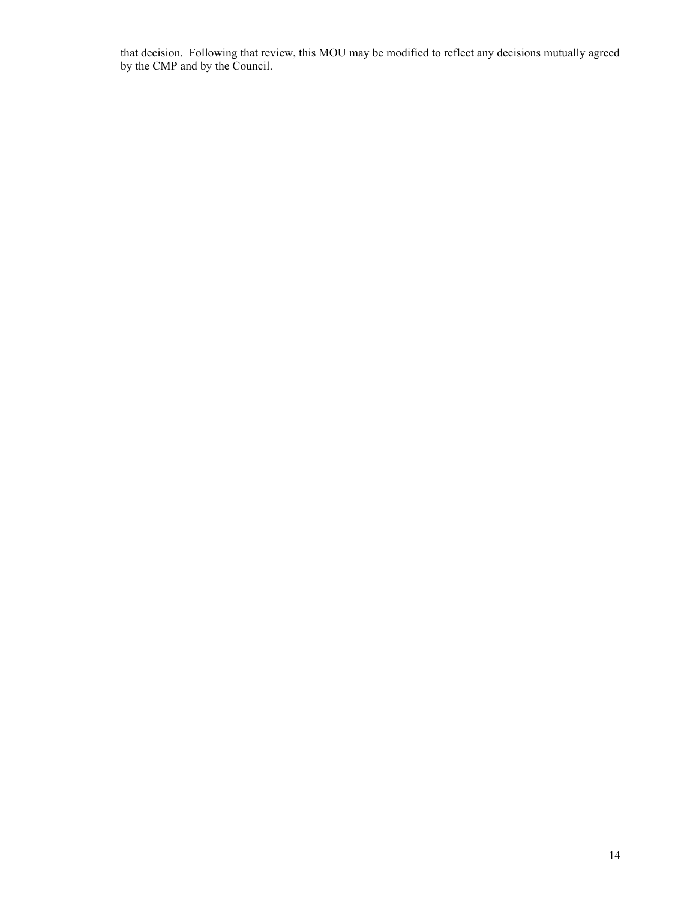that decision. Following that review, this MOU may be modified to reflect any decisions mutually agreed by the CMP and by the Council.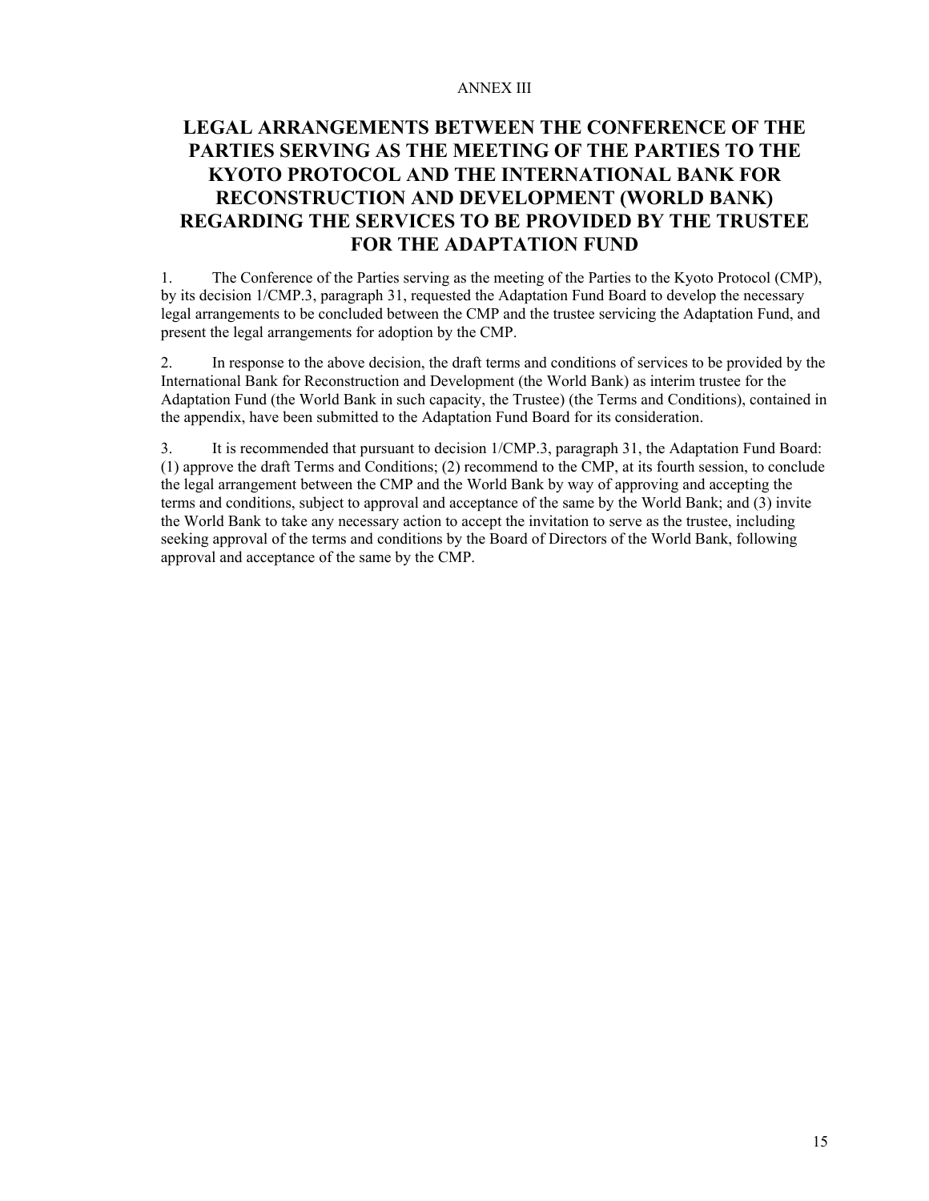ANNEX III

# LEGAL ARRANGEMENTS BETWEEN THE CONFERENCE OF THE PARTIES SERVING AS THE MEETING OF THE PARTIES TO THE KYOTO PROTOCOL AND THE INTERNATIONAL BANK FOR RECONSTRUCTION AND DEVELOPMENT (WORLD BANK) REGARDING THE SERVICES TO BE PROVIDED BY THE TRUSTEE FOR THE ADAPTATION FUND

1. The Conference of the Parties serving as the meeting of the Parties to the Kyoto Protocol (CMP), by its decision 1/CMP.3, paragraph 31, requested the Adaptation Fund Board to develop the necessary legal arrangements to be concluded between the CMP and the trustee servicing the Adaptation Fund, and present the legal arrangements for adoption by the CMP.

2. In response to the above decision, the draft terms and conditions of services to be provided by the International Bank for Reconstruction and Development (the World Bank) as interim trustee for the Adaptation Fund (the World Bank in such capacity, the Trustee) (the Terms and Conditions), contained in the appendix, have been submitted to the Adaptation Fund Board for its consideration.

3. It is recommended that pursuant to decision 1/CMP.3, paragraph 31, the Adaptation Fund Board: (1) approve the draft Terms and Conditions; (2) recommend to the CMP, at its fourth session, to conclude the legal arrangement between the CMP and the World Bank by way of approving and accepting the terms and conditions, subject to approval and acceptance of the same by the World Bank; and (3) invite the World Bank to take any necessary action to accept the invitation to serve as the trustee, including seeking approval of the terms and conditions by the Board of Directors of the World Bank, following approval and acceptance of the same by the CMP.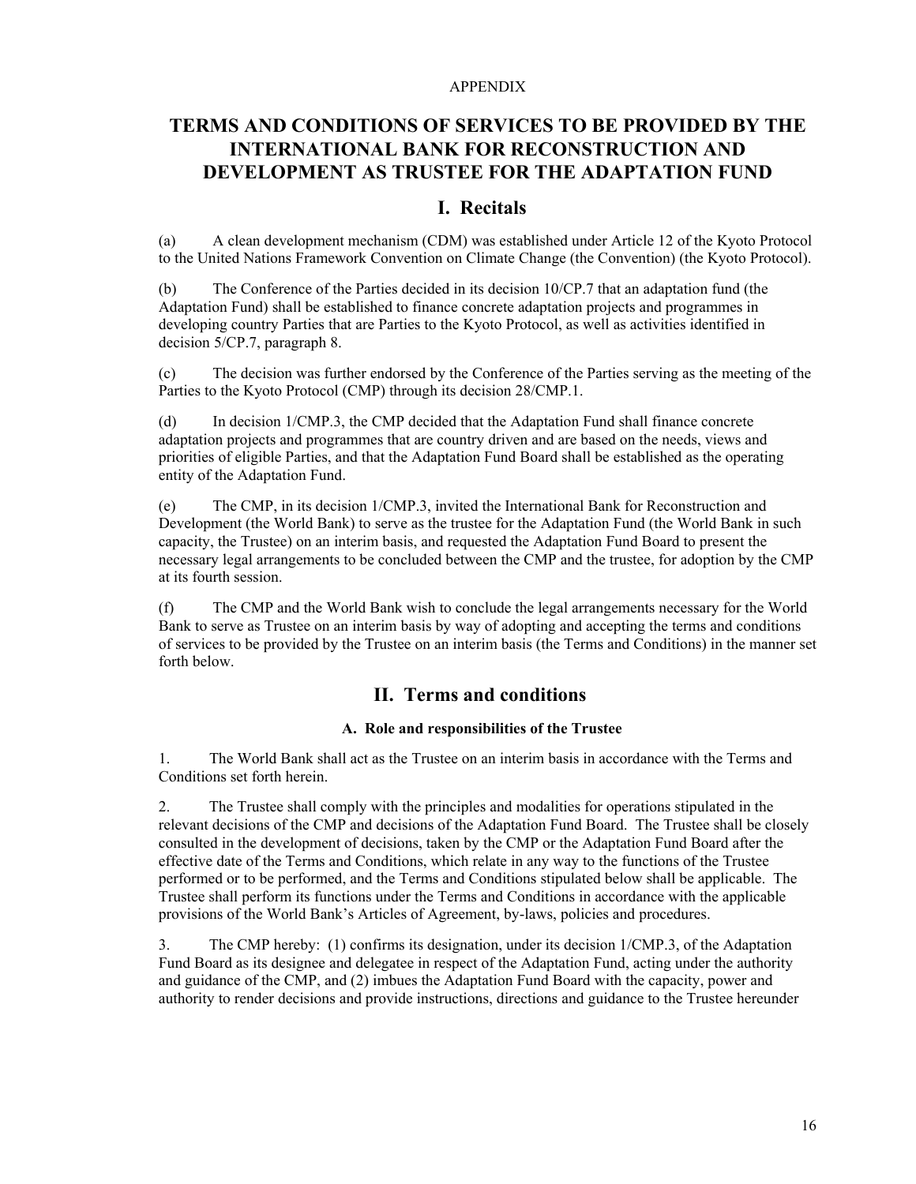APPENDIX

# TERMS AND CONDITIONS OF SERVICES TO BE PROVIDED BY THE INTERNATIONAL BANK FOR RECONSTRUCTION AND DEVELOPMENT AS TRUSTEE FOR THE ADAPTATION FUND

## I. Recitals

(a) A clean development mechanism (CDM) was established under Article 12 of the Kyoto Protocol to the United Nations Framework Convention on Climate Change (the Convention) (the Kyoto Protocol).

(b) The Conference of the Parties decided in its decision 10/CP.7 that an adaptation fund (the Adaptation Fund) shall be established to finance concrete adaptation projects and programmes in developing country Parties that are Parties to the Kyoto Protocol, as well as activities identified in decision 5/CP.7, paragraph 8.

(c) The decision was further endorsed by the Conference of the Parties serving as the meeting of the Parties to the Kyoto Protocol (CMP) through its decision 28/CMP.1.

(d) In decision 1/CMP.3, the CMP decided that the Adaptation Fund shall finance concrete adaptation projects and programmes that are country driven and are based on the needs, views and priorities of eligible Parties, and that the Adaptation Fund Board shall be established as the operating entity of the Adaptation Fund.

(e) The CMP, in its decision 1/CMP.3, invited the International Bank for Reconstruction and Development (the World Bank) to serve as the trustee for the Adaptation Fund (the World Bank in such capacity, the Trustee) on an interim basis, and requested the Adaptation Fund Board to present the necessary legal arrangements to be concluded between the CMP and the trustee, for adoption by the CMP at its fourth session.

(f) The CMP and the World Bank wish to conclude the legal arrangements necessary for the World Bank to serve as Trustee on an interim basis by way of adopting and accepting the terms and conditions of services to be provided by the Trustee on an interim basis (the Terms and Conditions) in the manner set forth below.

## II. Terms and conditions

### A. Role and responsibilities of the Trustee

1. The World Bank shall act as the Trustee on an interim basis in accordance with the Terms and Conditions set forth herein.

2. The Trustee shall comply with the principles and modalities for operations stipulated in the relevant decisions of the CMP and decisions of the Adaptation Fund Board. The Trustee shall be closely consulted in the development of decisions, taken by the CMP or the Adaptation Fund Board after the effective date of the Terms and Conditions, which relate in any way to the functions of the Trustee performed or to be performed, and the Terms and Conditions stipulated below shall be applicable. The Trustee shall perform its functions under the Terms and Conditions in accordance with the applicable provisions of the World Bank's Articles of Agreement, by-laws, policies and procedures.

3. The CMP hereby: (1) confirms its designation, under its decision 1/CMP.3, of the Adaptation Fund Board as its designee and delegatee in respect of the Adaptation Fund, acting under the authority and guidance of the CMP, and (2) imbues the Adaptation Fund Board with the capacity, power and authority to render decisions and provide instructions, directions and guidance to the Trustee hereunder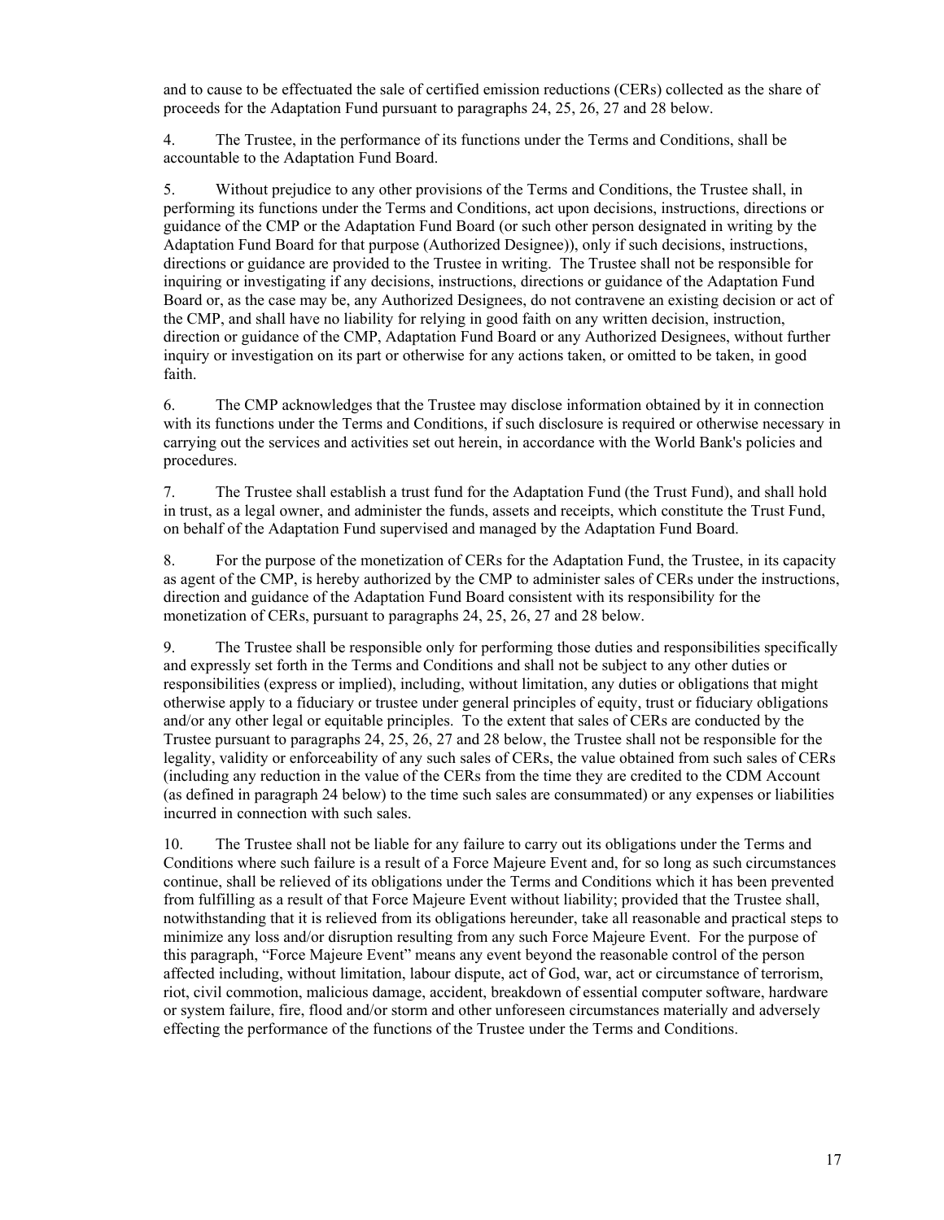and to cause to be effectuated the sale of certified emission reductions (CERs) collected as the share of proceeds for the Adaptation Fund pursuant to paragraphs 24, 25, 26, 27 and 28 below.

4. The Trustee, in the performance of its functions under the Terms and Conditions, shall be accountable to the Adaptation Fund Board.

5. Without prejudice to any other provisions of the Terms and Conditions, the Trustee shall, in performing its functions under the Terms and Conditions, act upon decisions, instructions, directions or guidance of the CMP or the Adaptation Fund Board (or such other person designated in writing by the Adaptation Fund Board for that purpose (Authorized Designee)), only if such decisions, instructions, directions or guidance are provided to the Trustee in writing. The Trustee shall not be responsible for inquiring or investigating if any decisions, instructions, directions or guidance of the Adaptation Fund Board or, as the case may be, any Authorized Designees, do not contravene an existing decision or act of the CMP, and shall have no liability for relying in good faith on any written decision, instruction, direction or guidance of the CMP, Adaptation Fund Board or any Authorized Designees, without further inquiry or investigation on its part or otherwise for any actions taken, or omitted to be taken, in good faith.

6. The CMP acknowledges that the Trustee may disclose information obtained by it in connection with its functions under the Terms and Conditions, if such disclosure is required or otherwise necessary in carrying out the services and activities set out herein, in accordance with the World Bank's policies and procedures.

7. The Trustee shall establish a trust fund for the Adaptation Fund (the Trust Fund), and shall hold in trust, as a legal owner, and administer the funds, assets and receipts, which constitute the Trust Fund, on behalf of the Adaptation Fund supervised and managed by the Adaptation Fund Board.

8. For the purpose of the monetization of CERs for the Adaptation Fund, the Trustee, in its capacity as agent of the CMP, is hereby authorized by the CMP to administer sales of CERs under the instructions, direction and guidance of the Adaptation Fund Board consistent with its responsibility for the monetization of CERs, pursuant to paragraphs 24, 25, 26, 27 and 28 below.

9. The Trustee shall be responsible only for performing those duties and responsibilities specifically and expressly set forth in the Terms and Conditions and shall not be subject to any other duties or responsibilities (express or implied), including, without limitation, any duties or obligations that might otherwise apply to a fiduciary or trustee under general principles of equity, trust or fiduciary obligations and/or any other legal or equitable principles. To the extent that sales of CERs are conducted by the Trustee pursuant to paragraphs 24, 25, 26, 27 and 28 below, the Trustee shall not be responsible for the legality, validity or enforceability of any such sales of CERs, the value obtained from such sales of CERs (including any reduction in the value of the CERs from the time they are credited to the CDM Account (as defined in paragraph 24 below) to the time such sales are consummated) or any expenses or liabilities incurred in connection with such sales.

10. The Trustee shall not be liable for any failure to carry out its obligations under the Terms and Conditions where such failure is a result of a Force Majeure Event and, for so long as such circumstances continue, shall be relieved of its obligations under the Terms and Conditions which it has been prevented from fulfilling as a result of that Force Majeure Event without liability; provided that the Trustee shall, notwithstanding that it is relieved from its obligations hereunder, take all reasonable and practical steps to minimize any loss and/or disruption resulting from any such Force Majeure Event. For the purpose of this paragraph, “Force Majeure Event” means any event beyond the reasonable control of the person affected including, without limitation, labour dispute, act of God, war, act or circumstance of terrorism, riot, civil commotion, malicious damage, accident, breakdown of essential computer software, hardware or system failure, fire, flood and/or storm and other unforeseen circumstances materially and adversely effecting the performance of the functions of the Trustee under the Terms and Conditions.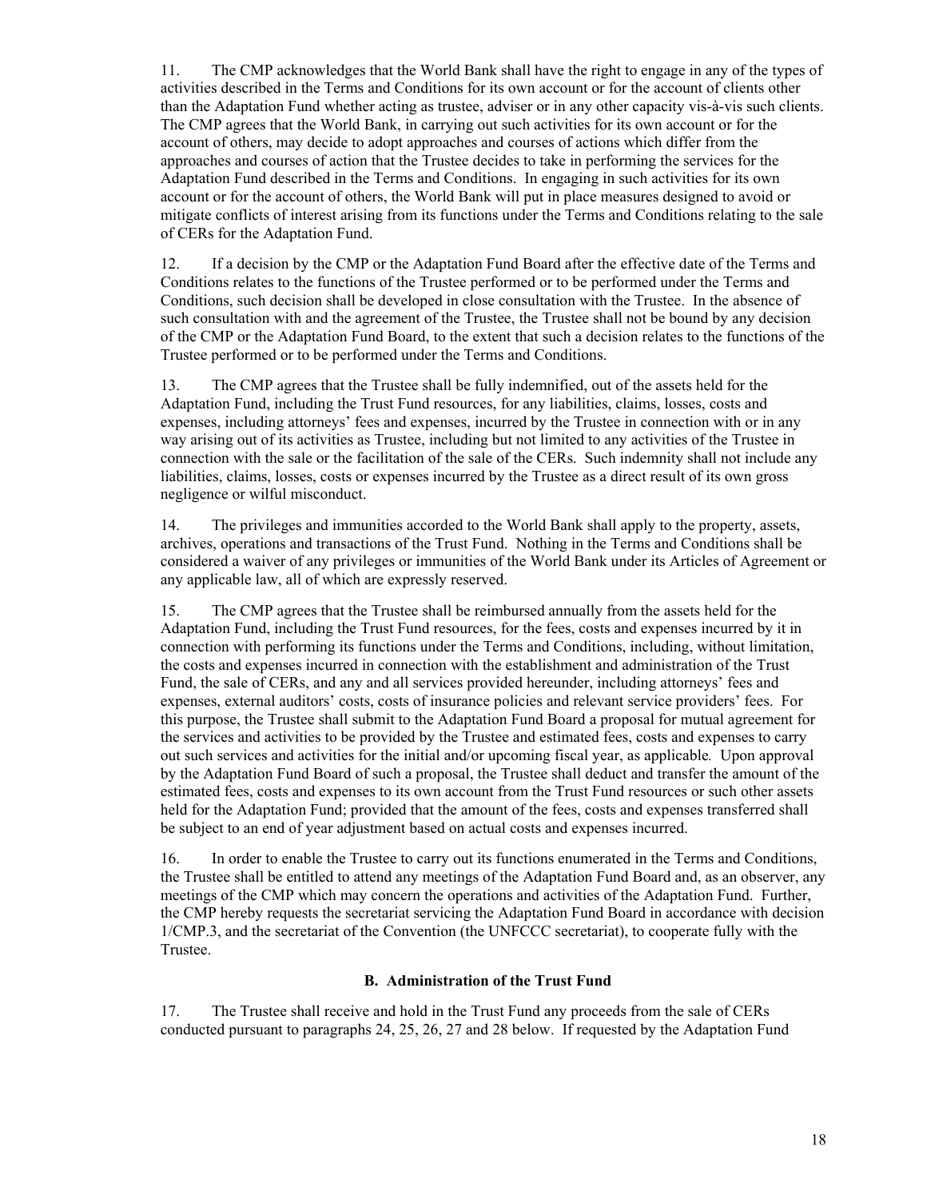11. The CMP acknowledges that the World Bank shall have the right to engage in any of the types of activities described in the Terms and Conditions for its own account or for the account of clients other than the Adaptation Fund whether acting as trustee, adviser or in any other capacity vis-à-vis such clients. The CMP agrees that the World Bank, in carrying out such activities for its own account or for the account of others, may decide to adopt approaches and courses of actions which differ from the approaches and courses of action that the Trustee decides to take in performing the services for the Adaptation Fund described in the Terms and Conditions. In engaging in such activities for its own account or for the account of others, the World Bank will put in place measures designed to avoid or mitigate conflicts of interest arising from its functions under the Terms and Conditions relating to the sale of CERs for the Adaptation Fund.

12. If a decision by the CMP or the Adaptation Fund Board after the effective date of the Terms and Conditions relates to the functions of the Trustee performed or to be performed under the Terms and Conditions, such decision shall be developed in close consultation with the Trustee. In the absence of such consultation with and the agreement of the Trustee, the Trustee shall not be bound by any decision of the CMP or the Adaptation Fund Board, to the extent that such a decision relates to the functions of the Trustee performed or to be performed under the Terms and Conditions.

13. The CMP agrees that the Trustee shall be fully indemnified, out of the assets held for the Adaptation Fund, including the Trust Fund resources, for any liabilities, claims, losses, costs and expenses, including attorneys' fees and expenses, incurred by the Trustee in connection with or in any way arising out of its activities as Trustee, including but not limited to any activities of the Trustee in connection with the sale or the facilitation of the sale of the CERs. Such indemnity shall not include any liabilities, claims, losses, costs or expenses incurred by the Trustee as a direct result of its own gross negligence or wilful misconduct.

14. The privileges and immunities accorded to the World Bank shall apply to the property, assets, archives, operations and transactions of the Trust Fund. Nothing in the Terms and Conditions shall be considered a waiver of any privileges or immunities of the World Bank under its Articles of Agreement or any applicable law, all of which are expressly reserved.

15. The CMP agrees that the Trustee shall be reimbursed annually from the assets held for the Adaptation Fund, including the Trust Fund resources, for the fees, costs and expenses incurred by it in connection with performing its functions under the Terms and Conditions, including, without limitation, the costs and expenses incurred in connection with the establishment and administration of the Trust Fund, the sale of CERs, and any and all services provided hereunder, including attorneys' fees and expenses, external auditors' costs, costs of insurance policies and relevant service providers' fees. For this purpose, the Trustee shall submit to the Adaptation Fund Board a proposal for mutual agreement for the services and activities to be provided by the Trustee and estimated fees, costs and expenses to carry out such services and activities for the initial and/or upcoming fiscal year, as applicable. Upon approval by the Adaptation Fund Board of such a proposal, the Trustee shall deduct and transfer the amount of the estimated fees, costs and expenses to its own account from the Trust Fund resources or such other assets held for the Adaptation Fund; provided that the amount of the fees, costs and expenses transferred shall be subject to an end of year adjustment based on actual costs and expenses incurred.

16. In order to enable the Trustee to carry out its functions enumerated in the Terms and Conditions, the Trustee shall be entitled to attend any meetings of the Adaptation Fund Board and, as an observer, any meetings of the CMP which may concern the operations and activities of the Adaptation Fund. Further, the CMP hereby requests the secretariat servicing the Adaptation Fund Board in accordance with decision 1/CMP.3, and the secretariat of the Convention (the UNFCCC secretariat), to cooperate fully with the Trustee.

### B. Administration of the Trust Fund

17. The Trustee shall receive and hold in the Trust Fund any proceeds from the sale of CERs conducted pursuant to paragraphs 24, 25, 26, 27 and 28 below. If requested by the Adaptation Fund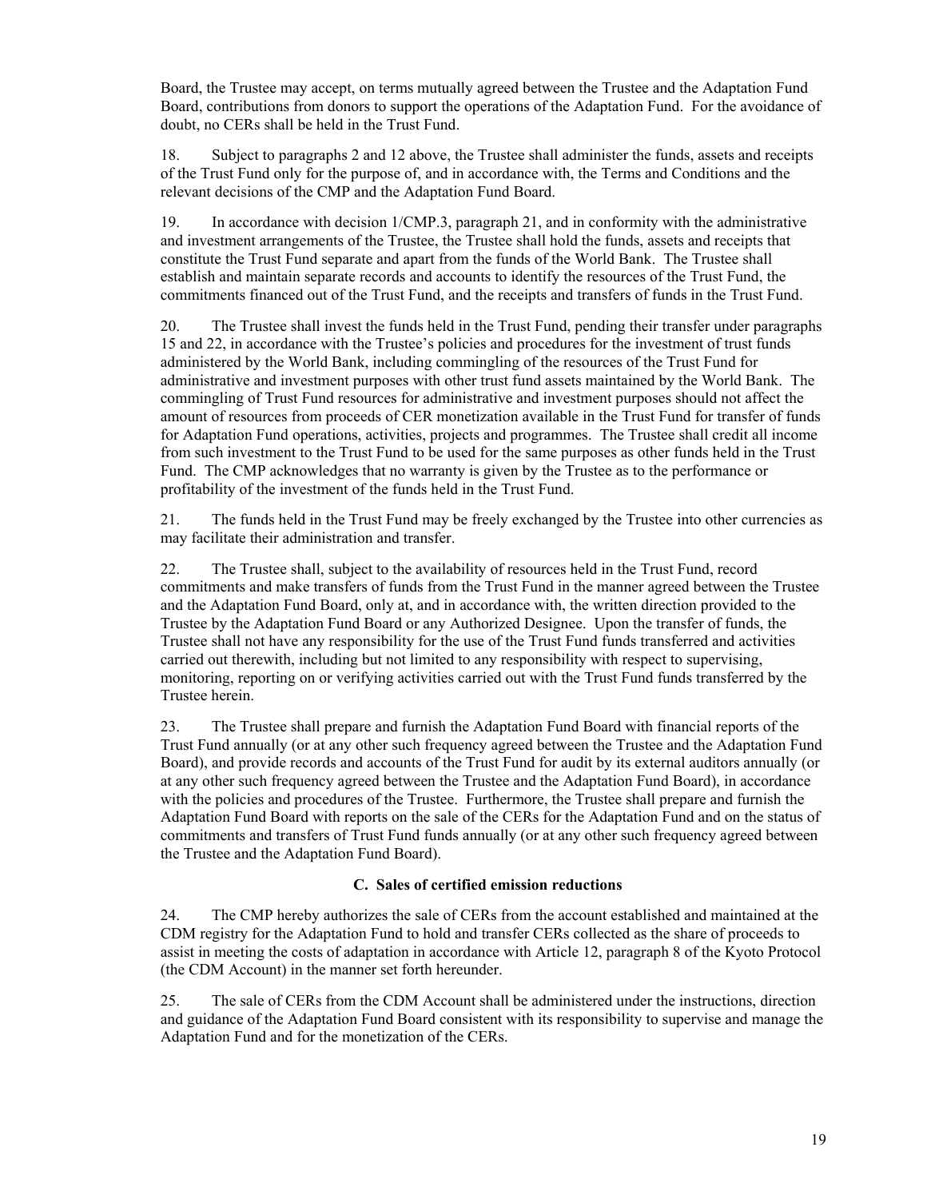Board, the Trustee may accept, on terms mutually agreed between the Trustee and the Adaptation Fund Board, contributions from donors to support the operations of the Adaptation Fund. For the avoidance of doubt, no CERs shall be held in the Trust Fund.

18. Subject to paragraphs 2 and 12 above, the Trustee shall administer the funds, assets and receipts of the Trust Fund only for the purpose of, and in accordance with, the Terms and Conditions and the relevant decisions of the CMP and the Adaptation Fund Board.

19. In accordance with decision 1/CMP.3, paragraph 21, and in conformity with the administrative and investment arrangements of the Trustee, the Trustee shall hold the funds, assets and receipts that constitute the Trust Fund separate and apart from the funds of the World Bank. The Trustee shall establish and maintain separate records and accounts to identify the resources of the Trust Fund, the commitments financed out of the Trust Fund, and the receipts and transfers of funds in the Trust Fund.

20. The Trustee shall invest the funds held in the Trust Fund, pending their transfer under paragraphs 15 and 22, in accordance with the Trustee's policies and procedures for the investment of trust funds administered by the World Bank, including commingling of the resources of the Trust Fund for administrative and investment purposes with other trust fund assets maintained by the World Bank. The commingling of Trust Fund resources for administrative and investment purposes should not affect the amount of resources from proceeds of CER monetization available in the Trust Fund for transfer of funds for Adaptation Fund operations, activities, projects and programmes. The Trustee shall credit all income from such investment to the Trust Fund to be used for the same purposes as other funds held in the Trust Fund. The CMP acknowledges that no warranty is given by the Trustee as to the performance or profitability of the investment of the funds held in the Trust Fund.

21. The funds held in the Trust Fund may be freely exchanged by the Trustee into other currencies as may facilitate their administration and transfer.

22. The Trustee shall, subject to the availability of resources held in the Trust Fund, record commitments and make transfers of funds from the Trust Fund in the manner agreed between the Trustee and the Adaptation Fund Board, only at, and in accordance with, the written direction provided to the Trustee by the Adaptation Fund Board or any Authorized Designee. Upon the transfer of funds, the Trustee shall not have any responsibility for the use of the Trust Fund funds transferred and activities carried out therewith, including but not limited to any responsibility with respect to supervising, monitoring, reporting on or verifying activities carried out with the Trust Fund funds transferred by the Trustee herein.

23. The Trustee shall prepare and furnish the Adaptation Fund Board with financial reports of the Trust Fund annually (or at any other such frequency agreed between the Trustee and the Adaptation Fund Board), and provide records and accounts of the Trust Fund for audit by its external auditors annually (or at any other such frequency agreed between the Trustee and the Adaptation Fund Board), in accordance with the policies and procedures of the Trustee. Furthermore, the Trustee shall prepare and furnish the Adaptation Fund Board with reports on the sale of the CERs for the Adaptation Fund and on the status of commitments and transfers of Trust Fund funds annually (or at any other such frequency agreed between the Trustee and the Adaptation Fund Board).

### C. Sales of certified emission reductions

24. The CMP hereby authorizes the sale of CERs from the account established and maintained at the CDM registry for the Adaptation Fund to hold and transfer CERs collected as the share of proceeds to assist in meeting the costs of adaptation in accordance with Article 12, paragraph 8 of the Kyoto Protocol (the CDM Account) in the manner set forth hereunder.

25. The sale of CERs from the CDM Account shall be administered under the instructions, direction and guidance of the Adaptation Fund Board consistent with its responsibility to supervise and manage the Adaptation Fund and for the monetization of the CERs.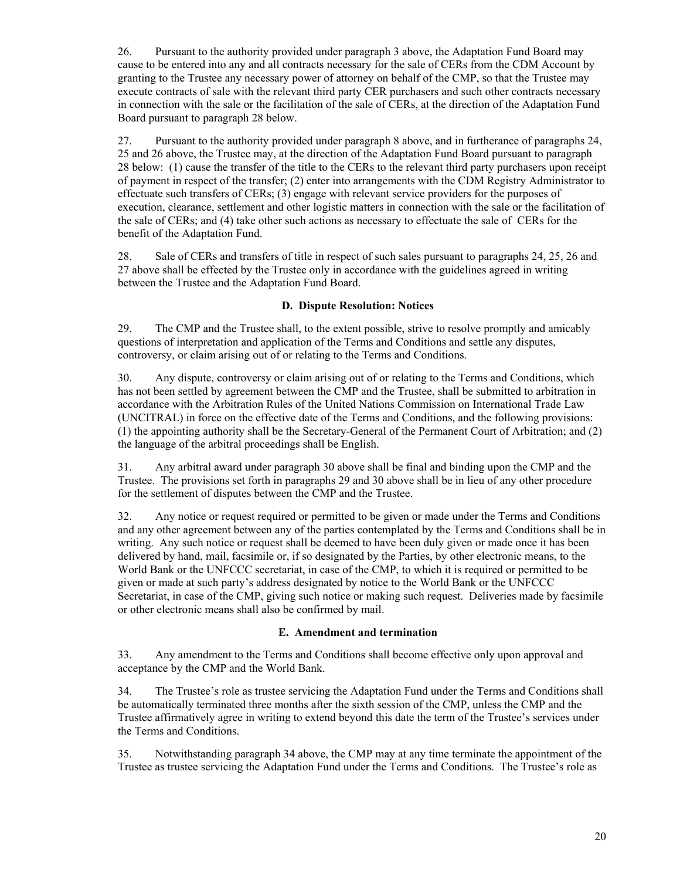26. Pursuant to the authority provided under paragraph 3 above, the Adaptation Fund Board may cause to be entered into any and all contracts necessary for the sale of CERs from the CDM Account by granting to the Trustee any necessary power of attorney on behalf of the CMP, so that the Trustee may execute contracts of sale with the relevant third party CER purchasers and such other contracts necessary in connection with the sale or the facilitation of the sale of CERs, at the direction of the Adaptation Fund Board pursuant to paragraph 28 below.

27. Pursuant to the authority provided under paragraph 8 above, and in furtherance of paragraphs 24, 25 and 26 above, the Trustee may, at the direction of the Adaptation Fund Board pursuant to paragraph 28 below: (1) cause the transfer of the title to the CERs to the relevant third party purchasers upon receipt of payment in respect of the transfer; (2) enter into arrangements with the CDM Registry Administrator to effectuate such transfers of CERs; (3) engage with relevant service providers for the purposes of execution, clearance, settlement and other logistic matters in connection with the sale or the facilitation of the sale of CERs; and (4) take other such actions as necessary to effectuate the sale of CERs for the benefit of the Adaptation Fund.

28. Sale of CERs and transfers of title in respect of such sales pursuant to paragraphs 24, 25, 26 and 27 above shall be effected by the Trustee only in accordance with the guidelines agreed in writing between the Trustee and the Adaptation Fund Board.

**D. Dispute Resolution: Notices**

29. The CMP and the Trustee shall, to the extent possible, strive to resolve promptly and amicably questions of interpretation and application of the Terms and Conditions and settle any disputes, controversy, or claim arising out of or relating to the Terms and Conditions.

30. Any dispute, controversy or claim arising out of or relating to the Terms and Conditions, which has not been settled by agreement between the CMP and the Trustee, shall be submitted to arbitration in accordance with the Arbitration Rules of the United Nations Commission on International Trade Law (UNCITRAL) in force on the effective date of the Terms and Conditions, and the following provisions: (1) the appointing authority shall be the Secretary-General of the Permanent Court of Arbitration; and (2) the language of the arbitral proceedings shall be English.

31. Any arbitral award under paragraph 30 above shall be final and binding upon the CMP and the Trustee. The provisions set forth in paragraphs 29 and 30 above shall be in lieu of any other procedure for the settlement of disputes between the CMP and the Trustee.

32. Any notice or request required or permitted to be given or made under the Terms and Conditions and any other agreement between any of the parties contemplated by the Terms and Conditions shall be in writing. Any such notice or request shall be deemed to have been duly given or made once it has been delivered by hand, mail, facsimile or, if so designated by the Parties, by other electronic means, to the World Bank or the UNFCCC secretariat, in case of the CMP, to which it is required or permitted to be given or made at such party's address designated by notice to the World Bank or the UNFCCC Secretariat, in case of the CMP, giving such notice or making such request. Deliveries made by facsimile or other electronic means shall also be confirmed by mail.

**E. Amendment and termination**

33. Any amendment to the Terms and Conditions shall become effective only upon approval and acceptance by the CMP and the World Bank.

34. The Trustee's role as trustee servicing the Adaptation Fund under the Terms and Conditions shall be automatically terminated three months after the sixth session of the CMP, unless the CMP and the Trustee affirmatively agree in writing to extend beyond this date the term of the Trustee's services under the Terms and Conditions.

35. Notwithstanding paragraph 34 above, the CMP may at any time terminate the appointment of the Trustee as trustee servicing the Adaptation Fund under the Terms and Conditions. The Trustee's role as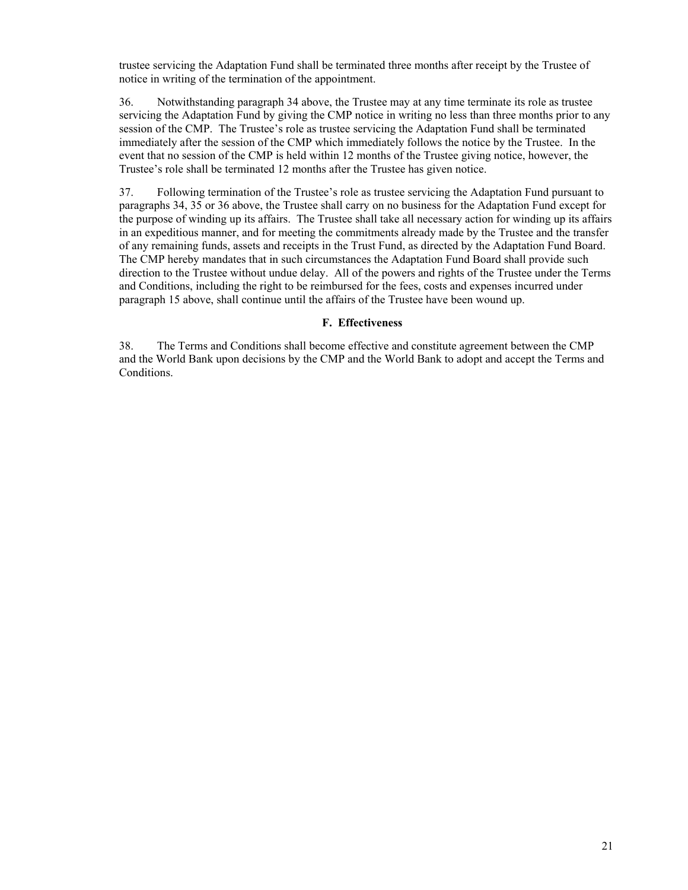trustee servicing the Adaptation Fund shall be terminated three months after receipt by the Trustee of notice in writing of the termination of the appointment.

36. Notwithstanding paragraph 34 above, the Trustee may at any time terminate its role as trustee servicing the Adaptation Fund by giving the CMP notice in writing no less than three months prior to any session of the CMP. The Trustee's role as trustee servicing the Adaptation Fund shall be terminated immediately after the session of the CMP which immediately follows the notice by the Trustee. In the event that no session of the CMP is held within 12 months of the Trustee giving notice, however, the Trustee's role shall be terminated 12 months after the Trustee has given notice.

37. Following termination of the Trustee's role as trustee servicing the Adaptation Fund pursuant to paragraphs 34, 35 or 36 above, the Trustee shall carry on no business for the Adaptation Fund except for the purpose of winding up its affairs. The Trustee shall take all necessary action for winding up its affairs in an expeditious manner, and for meeting the commitments already made by the Trustee and the transfer of any remaining funds, assets and receipts in the Trust Fund, as directed by the Adaptation Fund Board. The CMP hereby mandates that in such circumstances the Adaptation Fund Board shall provide such direction to the Trustee without undue delay. All of the powers and rights of the Trustee under the Terms and Conditions, including the right to be reimbursed for the fees, costs and expenses incurred under paragraph 15 above, shall continue until the affairs of the Trustee have been wound up.

### F. Effectiveness

38. The Terms and Conditions shall become effective and constitute agreement between the CMP and the World Bank upon decisions by the CMP and the World Bank to adopt and accept the Terms and Conditions.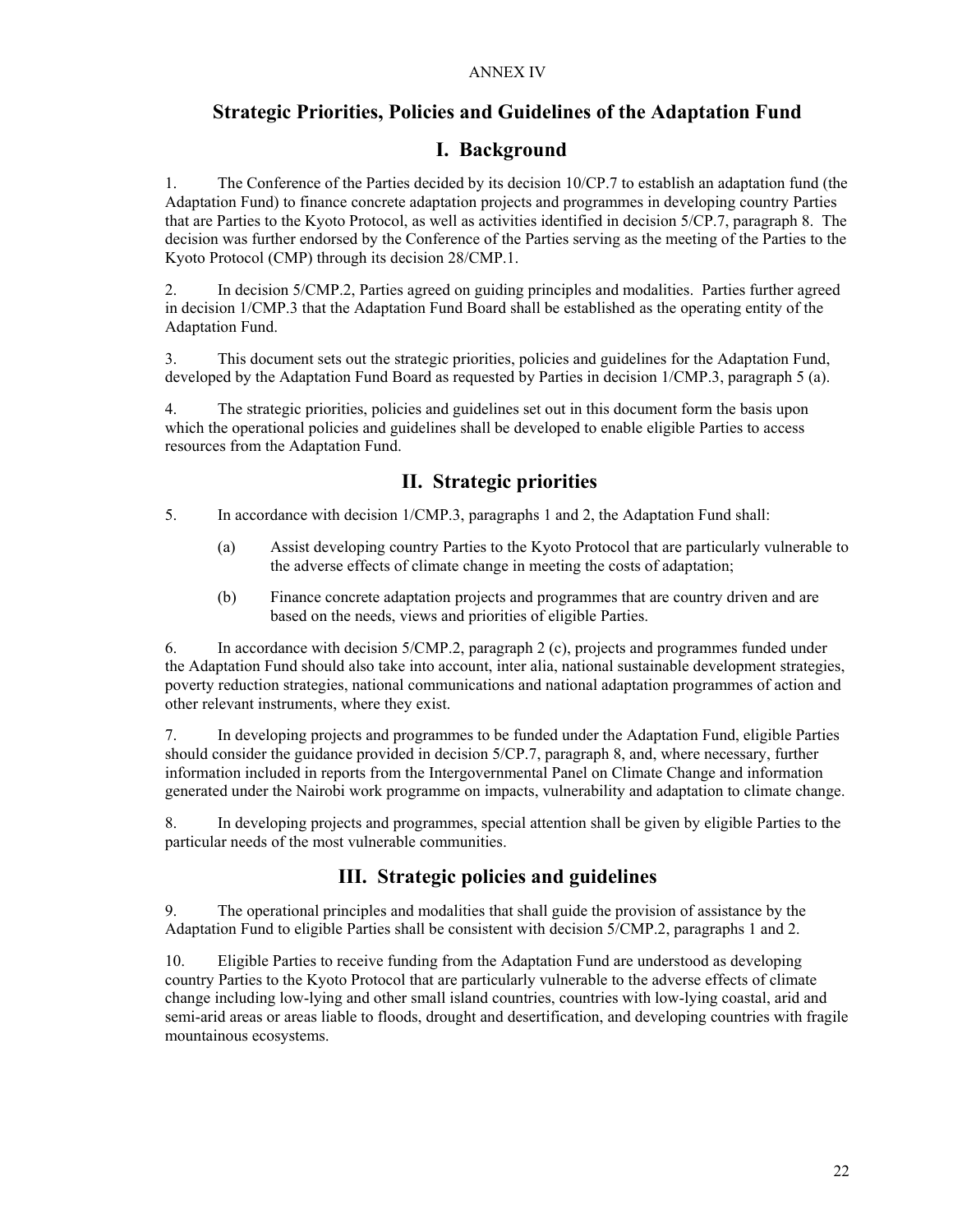ANNEX IV

# Strategic Priorities, Policies and Guidelines of the Adaptation Fund

## I. Background

1. The Conference of the Parties decided by its decision 10/CP.7 to establish an adaptation fund (the Adaptation Fund) to finance concrete adaptation projects and programmes in developing country Parties that are Parties to the Kyoto Protocol, as well as activities identified in decision 5/CP.7, paragraph 8. The decision was further endorsed by the Conference of the Parties serving as the meeting of the Parties to the Kyoto Protocol (CMP) through its decision 28/CMP.1.

2. In decision 5/CMP.2, Parties agreed on guiding principles and modalities. Parties further agreed in decision 1/CMP.3 that the Adaptation Fund Board shall be established as the operating entity of the Adaptation Fund.

3. This document sets out the strategic priorities, policies and guidelines for the Adaptation Fund, developed by the Adaptation Fund Board as requested by Parties in decision 1/CMP.3, paragraph 5 (a).

4. The strategic priorities, policies and guidelines set out in this document form the basis upon which the operational policies and guidelines shall be developed to enable eligible Parties to access resources from the Adaptation Fund.

## II. Strategic priorities

5. In accordance with decision 1/CMP.3, paragraphs 1 and 2, the Adaptation Fund shall:

   (a) Assist developing country Parties to the Kyoto Protocol that are particularly vulnerable to the adverse effects of climate change in meeting the costs of adaptation;

   (b) Finance concrete adaptation projects and programmes that are country driven and are based on the needs, views and priorities of eligible Parties.

6. In accordance with decision 5/CMP.2, paragraph 2 (c), projects and programmes funded under the Adaptation Fund should also take into account, inter alia, national sustainable development strategies, poverty reduction strategies, national communications and national adaptation programmes of action and other relevant instruments, where they exist.

7. In developing projects and programmes to be funded under the Adaptation Fund, eligible Parties should consider the guidance provided in decision 5/CP.7, paragraph 8, and, where necessary, further information included in reports from the Intergovernmental Panel on Climate Change and information generated under the Nairobi work programme on impacts, vulnerability and adaptation to climate change.

8. In developing projects and programmes, special attention shall be given by eligible Parties to the particular needs of the most vulnerable communities.

## III. Strategic policies and guidelines

9. The operational principles and modalities that shall guide the provision of assistance by the Adaptation Fund to eligible Parties shall be consistent with decision 5/CMP.2, paragraphs 1 and 2.

10. Eligible Parties to receive funding from the Adaptation Fund are understood as developing country Parties to the Kyoto Protocol that are particularly vulnerable to the adverse effects of climate change including low-lying and other small island countries, countries with low-lying coastal, arid and semi-arid areas or areas liable to floods, drought and desertification, and developing countries with fragile mountainous ecosystems.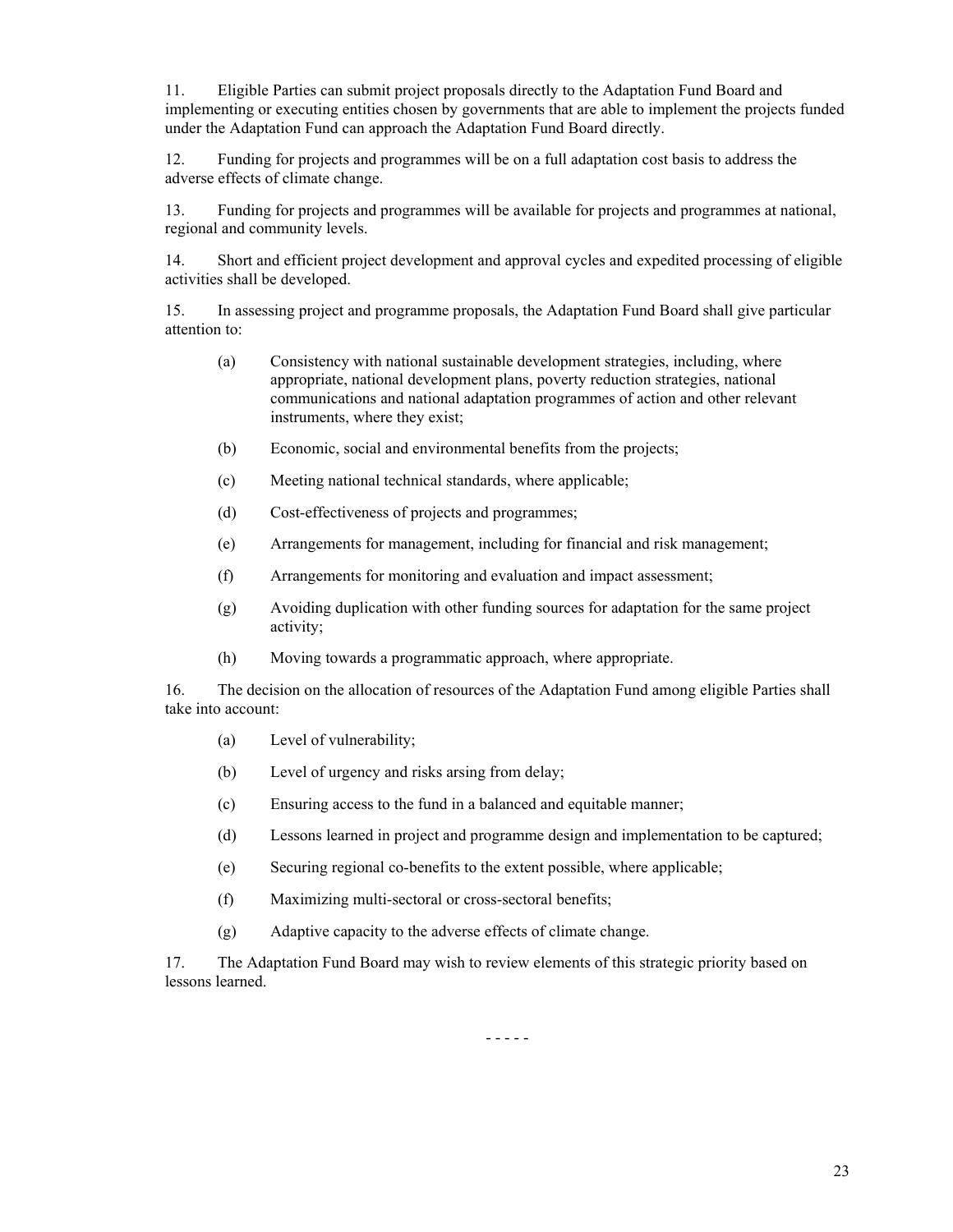11. Eligible Parties can submit project proposals directly to the Adaptation Fund Board and implementing or executing entities chosen by governments that are able to implement the projects funded under the Adaptation Fund can approach the Adaptation Fund Board directly.

12. Funding for projects and programmes will be on a full adaptation cost basis to address the adverse effects of climate change.

13. Funding for projects and programmes will be available for projects and programmes at national, regional and community levels.

14. Short and efficient project development and approval cycles and expedited processing of eligible activities shall be developed.

15. In assessing project and programme proposals, the Adaptation Fund Board shall give particular attention to:

(a) Consistency with national sustainable development strategies, including, where appropriate, national development plans, poverty reduction strategies, national communications and national adaptation programmes of action and other relevant instruments, where they exist;

(b) Economic, social and environmental benefits from the projects;

(c) Meeting national technical standards, where applicable;

(d) Cost-effectiveness of projects and programmes;

(e) Arrangements for management, including for financial and risk management;

(f) Arrangements for monitoring and evaluation and impact assessment;

(g) Avoiding duplication with other funding sources for adaptation for the same project activity;

(h) Moving towards a programmatic approach, where appropriate.

16. The decision on the allocation of resources of the Adaptation Fund among eligible Parties shall take into account:

(a) Level of vulnerability;

(b) Level of urgency and risks arsing from delay;

(c) Ensuring access to the fund in a balanced and equitable manner;

(d) Lessons learned in project and programme design and implementation to be captured;

(e) Securing regional co-benefits to the extent possible, where applicable;

(f) Maximizing multi-sectoral or cross-sectoral benefits;

(g) Adaptive capacity to the adverse effects of climate change.

17. The Adaptation Fund Board may wish to review elements of this strategic priority based on lessons learned.

- - - - -